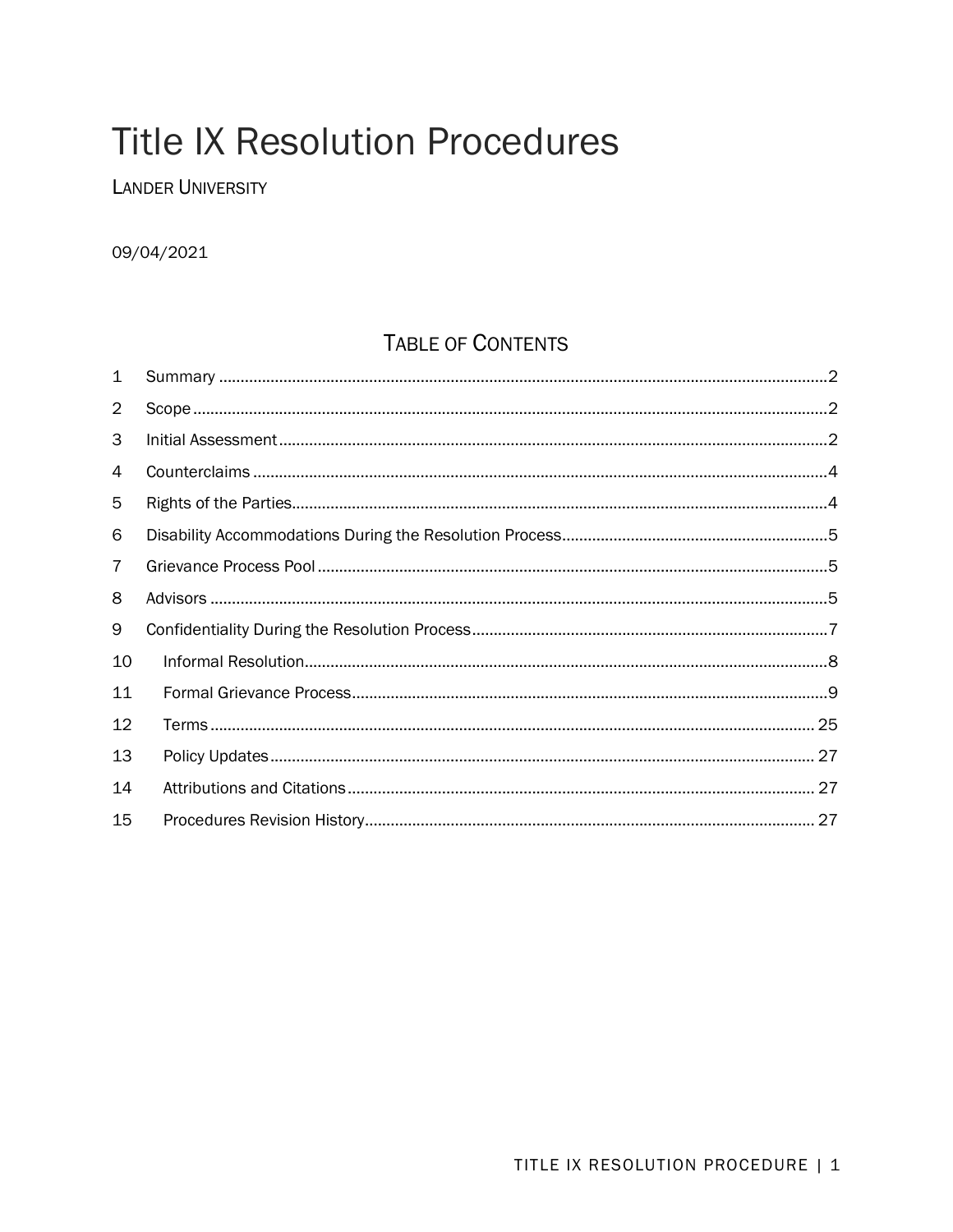# Title IX Resolution Procedures

LANDER UNIVERSITY

09/04/2021

## TABLE OF CONTENTS

1 Summary ........................................ 2
2 Scope ........................................ 2
3 Initial Assessment ........................................ 2
4 Counterclaims ........................................ 4
5 Rights of the Parties ........................................ 4
6 Disability Accommodations During the Resolution Process ........................................ 5
7 Grievance Process Pool ........................................ 5
8 Advisors ........................................ 5
9 Confidentiality During the Resolution Process ........................................ 7
10 Informal Resolution ........................................ 8
11 Formal Grievance Process ........................................ 9
12 Terms ........................................ 25
13 Policy Updates ........................................ 27
14 Attributions and Citations ........................................ 27
15 Procedures Revision History ........................................ 27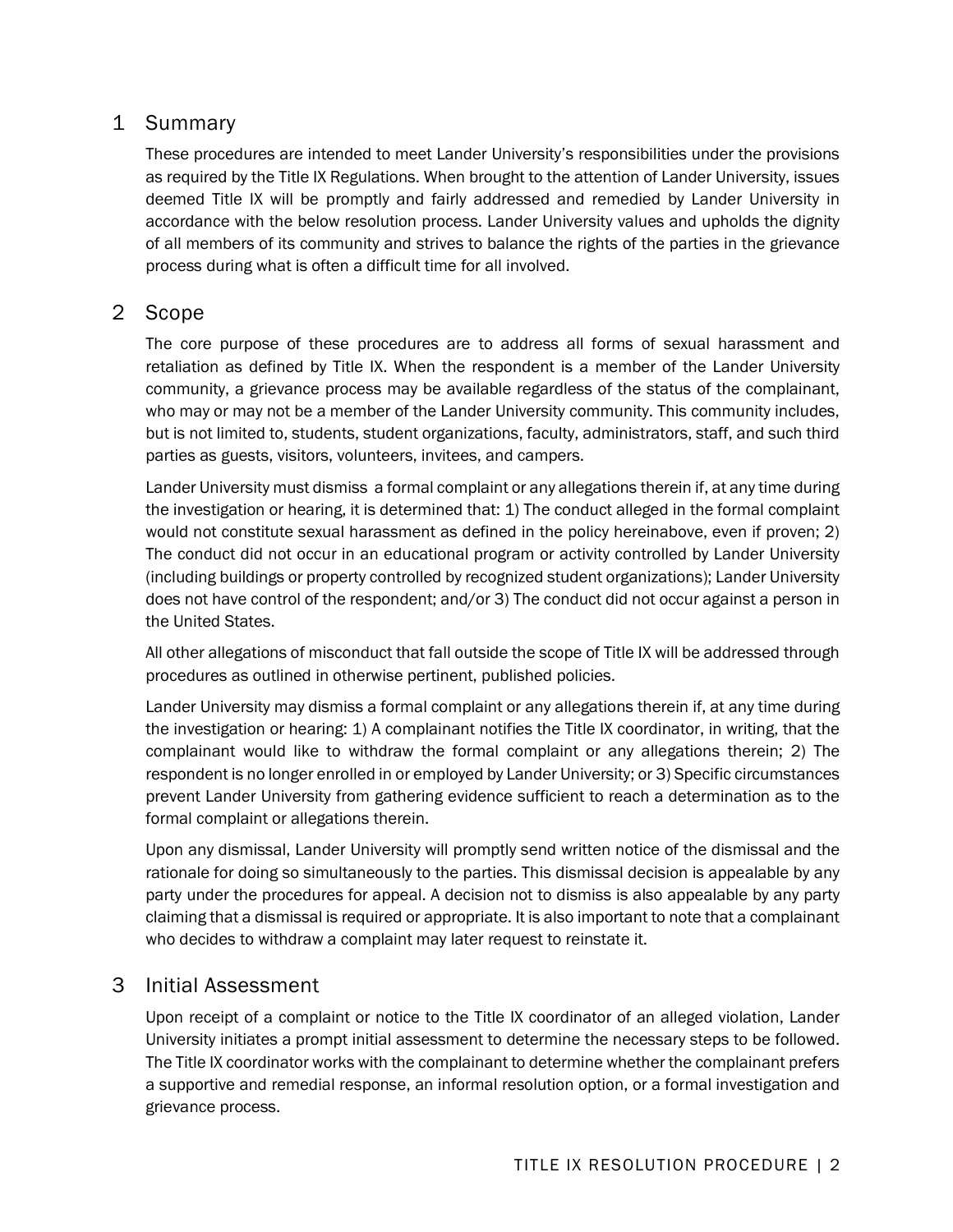## 1 Summary

These procedures are intended to meet Lander University's responsibilities under the provisions as required by the Title IX Regulations. When brought to the attention of Lander University, issues deemed Title IX will be promptly and fairly addressed and remedied by Lander University in accordance with the below resolution process. Lander University values and upholds the dignity of all members of its community and strives to balance the rights of the parties in the grievance process during what is often a difficult time for all involved.

## 2 Scope

The core purpose of these procedures are to address all forms of sexual harassment and retaliation as defined by Title IX. When the respondent is a member of the Lander University community, a grievance process may be available regardless of the status of the complainant, who may or may not be a member of the Lander University community. This community includes, but is not limited to, students, student organizations, faculty, administrators, staff, and such third parties as guests, visitors, volunteers, invitees, and campers.

Lander University must dismiss a formal complaint or any allegations therein if, at any time during the investigation or hearing, it is determined that: 1) The conduct alleged in the formal complaint would not constitute sexual harassment as defined in the policy hereinabove, even if proven; 2) The conduct did not occur in an educational program or activity controlled by Lander University (including buildings or property controlled by recognized student organizations); Lander University does not have control of the respondent; and/or 3) The conduct did not occur against a person in the United States.

All other allegations of misconduct that fall outside the scope of Title IX will be addressed through procedures as outlined in otherwise pertinent, published policies.

Lander University may dismiss a formal complaint or any allegations therein if, at any time during the investigation or hearing: 1) A complainant notifies the Title IX coordinator, in writing, that the complainant would like to withdraw the formal complaint or any allegations therein; 2) The respondent is no longer enrolled in or employed by Lander University; or 3) Specific circumstances prevent Lander University from gathering evidence sufficient to reach a determination as to the formal complaint or allegations therein.

Upon any dismissal, Lander University will promptly send written notice of the dismissal and the rationale for doing so simultaneously to the parties. This dismissal decision is appealable by any party under the procedures for appeal. A decision not to dismiss is also appealable by any party claiming that a dismissal is required or appropriate. It is also important to note that a complainant who decides to withdraw a complaint may later request to reinstate it.

## 3 Initial Assessment

Upon receipt of a complaint or notice to the Title IX coordinator of an alleged violation, Lander University initiates a prompt initial assessment to determine the necessary steps to be followed. The Title IX coordinator works with the complainant to determine whether the complainant prefers a supportive and remedial response, an informal resolution option, or a formal investigation and grievance process.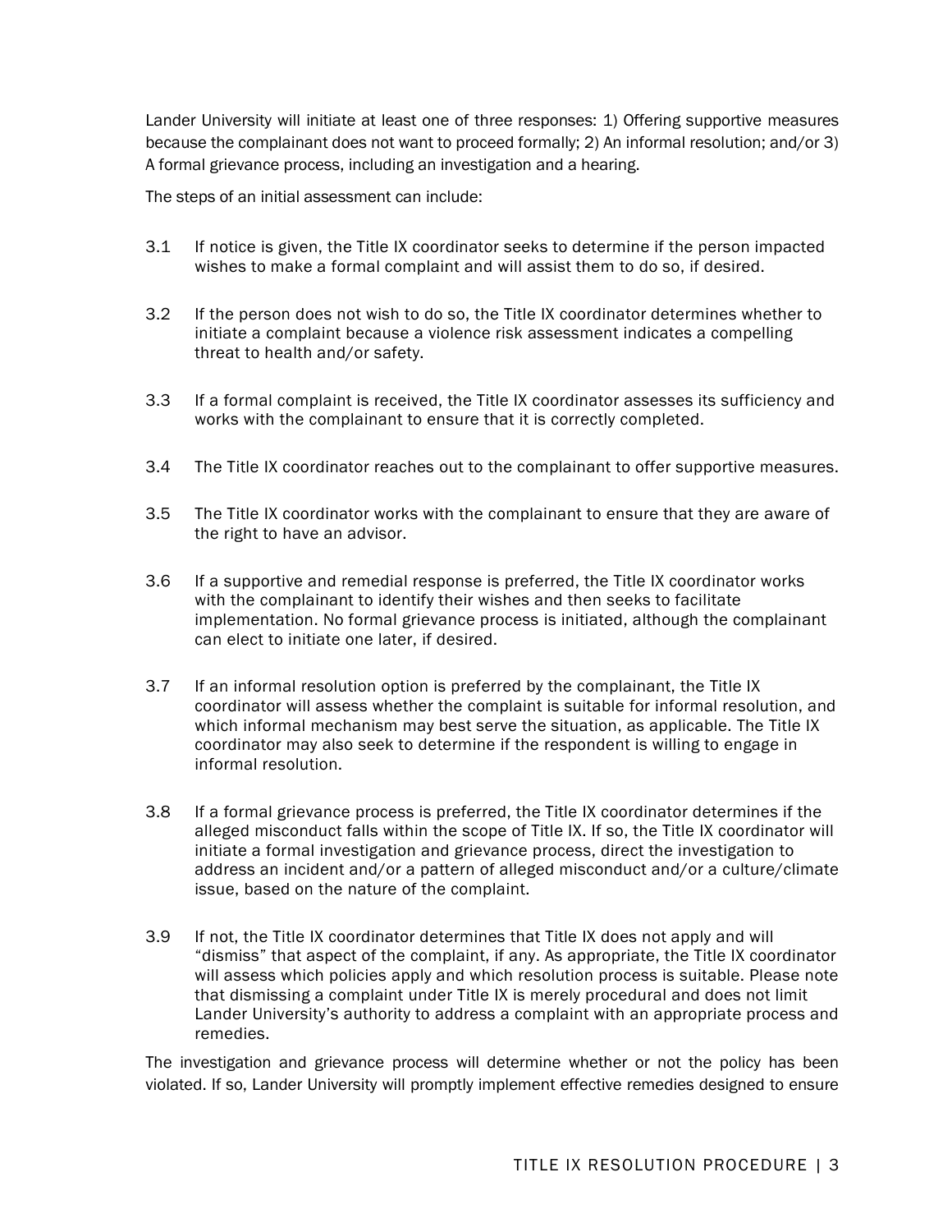Lander University will initiate at least one of three responses: 1) Offering supportive measures because the complainant does not want to proceed formally; 2) An informal resolution; and/or 3) A formal grievance process, including an investigation and a hearing.

The steps of an initial assessment can include:

3.1 If notice is given, the Title IX coordinator seeks to determine if the person impacted wishes to make a formal complaint and will assist them to do so, if desired.

3.2 If the person does not wish to do so, the Title IX coordinator determines whether to initiate a complaint because a violence risk assessment indicates a compelling threat to health and/or safety.

3.3 If a formal complaint is received, the Title IX coordinator assesses its sufficiency and works with the complainant to ensure that it is correctly completed.

3.4 The Title IX coordinator reaches out to the complainant to offer supportive measures.

3.5 The Title IX coordinator works with the complainant to ensure that they are aware of the right to have an advisor.

3.6 If a supportive and remedial response is preferred, the Title IX coordinator works with the complainant to identify their wishes and then seeks to facilitate implementation. No formal grievance process is initiated, although the complainant can elect to initiate one later, if desired.

3.7 If an informal resolution option is preferred by the complainant, the Title IX coordinator will assess whether the complaint is suitable for informal resolution, and which informal mechanism may best serve the situation, as applicable. The Title IX coordinator may also seek to determine if the respondent is willing to engage in informal resolution.

3.8 If a formal grievance process is preferred, the Title IX coordinator determines if the alleged misconduct falls within the scope of Title IX. If so, the Title IX coordinator will initiate a formal investigation and grievance process, direct the investigation to address an incident and/or a pattern of alleged misconduct and/or a culture/climate issue, based on the nature of the complaint.

3.9 If not, the Title IX coordinator determines that Title IX does not apply and will "dismiss" that aspect of the complaint, if any. As appropriate, the Title IX coordinator will assess which policies apply and which resolution process is suitable. Please note that dismissing a complaint under Title IX is merely procedural and does not limit Lander University's authority to address a complaint with an appropriate process and remedies.

The investigation and grievance process will determine whether or not the policy has been violated. If so, Lander University will promptly implement effective remedies designed to ensure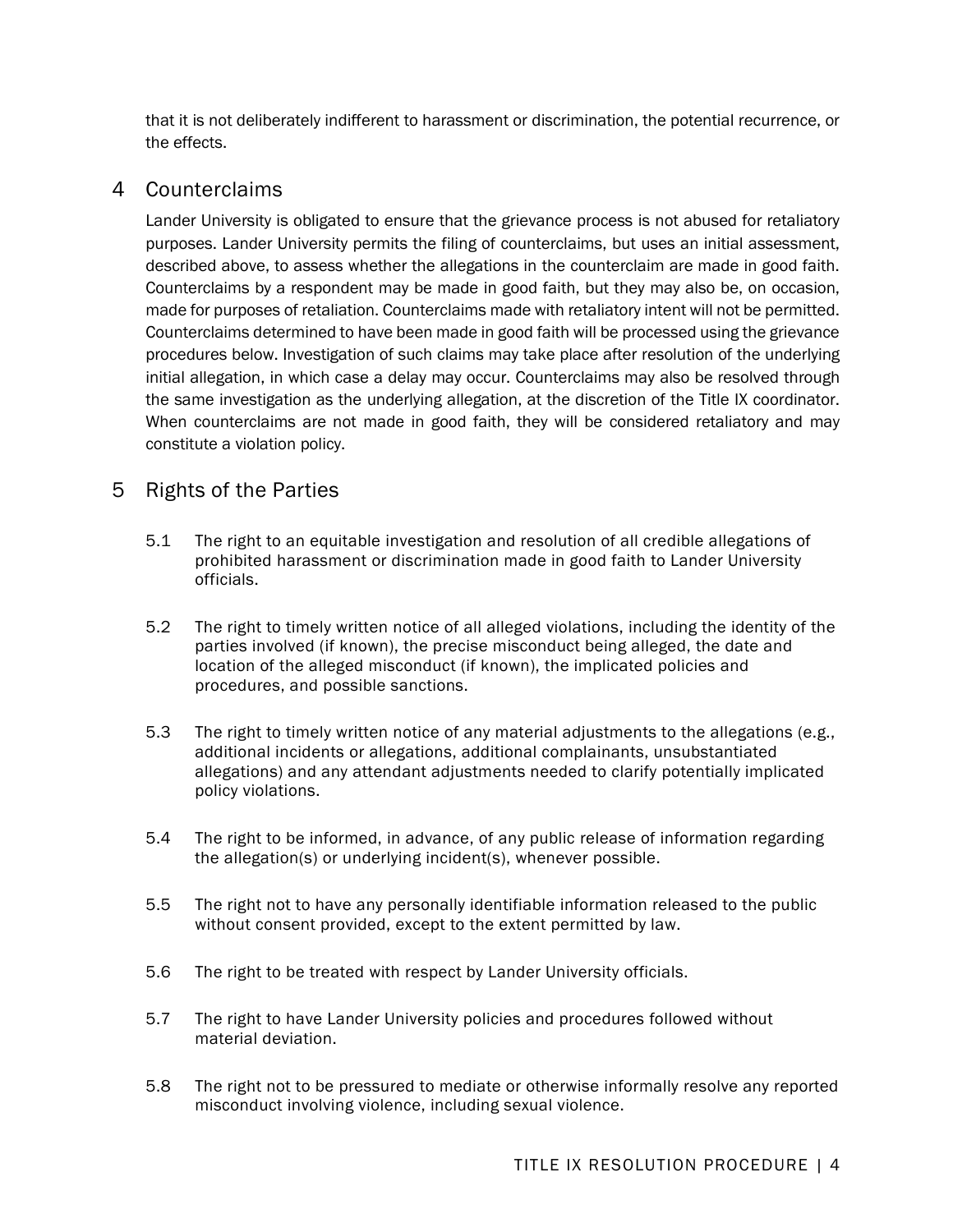that it is not deliberately indifferent to harassment or discrimination, the potential recurrence, or the effects.

## 4 Counterclaims

Lander University is obligated to ensure that the grievance process is not abused for retaliatory purposes. Lander University permits the filing of counterclaims, but uses an initial assessment, described above, to assess whether the allegations in the counterclaim are made in good faith. Counterclaims by a respondent may be made in good faith, but they may also be, on occasion, made for purposes of retaliation. Counterclaims made with retaliatory intent will not be permitted. Counterclaims determined to have been made in good faith will be processed using the grievance procedures below. Investigation of such claims may take place after resolution of the underlying initial allegation, in which case a delay may occur. Counterclaims may also be resolved through the same investigation as the underlying allegation, at the discretion of the Title IX coordinator. When counterclaims are not made in good faith, they will be considered retaliatory and may constitute a violation policy.

## 5 Rights of the Parties

5.1 The right to an equitable investigation and resolution of all credible allegations of prohibited harassment or discrimination made in good faith to Lander University officials.

5.2 The right to timely written notice of all alleged violations, including the identity of the parties involved (if known), the precise misconduct being alleged, the date and location of the alleged misconduct (if known), the implicated policies and procedures, and possible sanctions.

5.3 The right to timely written notice of any material adjustments to the allegations (e.g., additional incidents or allegations, additional complainants, unsubstantiated allegations) and any attendant adjustments needed to clarify potentially implicated policy violations.

5.4 The right to be informed, in advance, of any public release of information regarding the allegation(s) or underlying incident(s), whenever possible.

5.5 The right not to have any personally identifiable information released to the public without consent provided, except to the extent permitted by law.

5.6 The right to be treated with respect by Lander University officials.

5.7 The right to have Lander University policies and procedures followed without material deviation.

5.8 The right not to be pressured to mediate or otherwise informally resolve any reported misconduct involving violence, including sexual violence.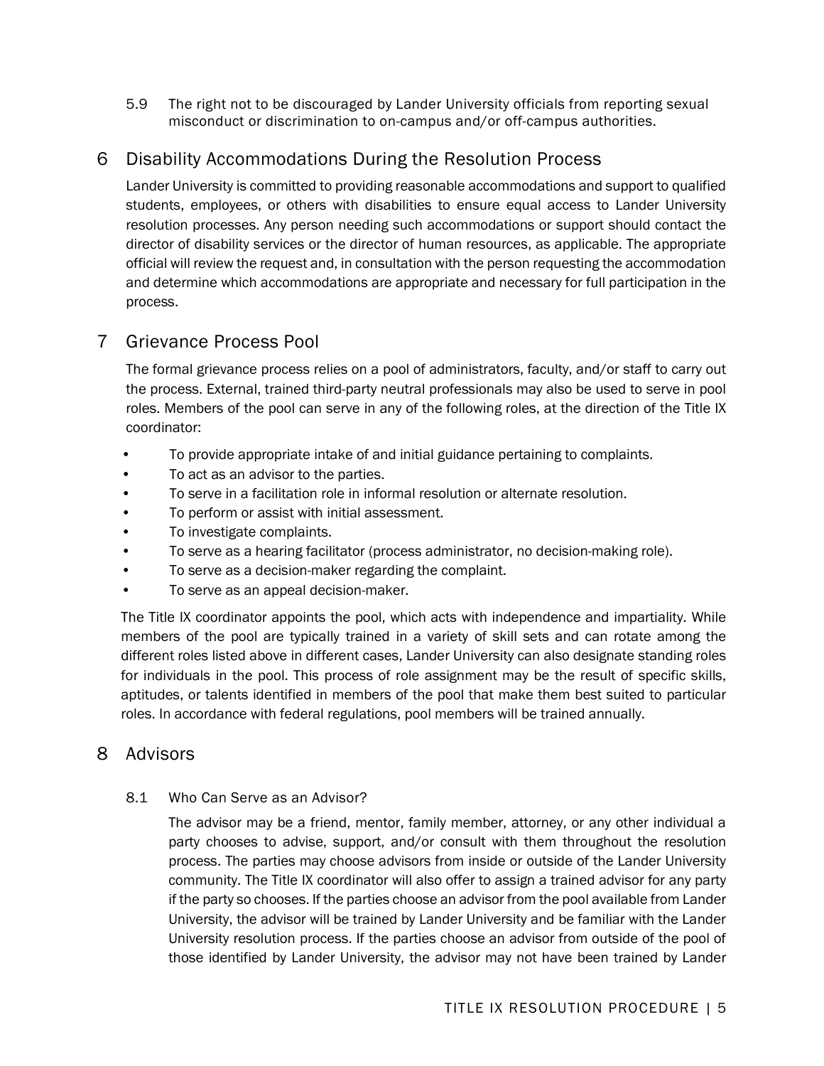5.9 The right not to be discouraged by Lander University officials from reporting sexual misconduct or discrimination to on-campus and/or off-campus authorities.

## 6 Disability Accommodations During the Resolution Process

Lander University is committed to providing reasonable accommodations and support to qualified students, employees, or others with disabilities to ensure equal access to Lander University resolution processes. Any person needing such accommodations or support should contact the director of disability services or the director of human resources, as applicable. The appropriate official will review the request and, in consultation with the person requesting the accommodation and determine which accommodations are appropriate and necessary for full participation in the process.

## 7 Grievance Process Pool

The formal grievance process relies on a pool of administrators, faculty, and/or staff to carry out the process. External, trained third-party neutral professionals may also be used to serve in pool roles. Members of the pool can serve in any of the following roles, at the direction of the Title IX coordinator:

- To provide appropriate intake of and initial guidance pertaining to complaints.
- To act as an advisor to the parties.
- To serve in a facilitation role in informal resolution or alternate resolution.
- To perform or assist with initial assessment.
- To investigate complaints.
- To serve as a hearing facilitator (process administrator, no decision-making role).
- To serve as a decision-maker regarding the complaint.
- To serve as an appeal decision-maker.

The Title IX coordinator appoints the pool, which acts with independence and impartiality. While members of the pool are typically trained in a variety of skill sets and can rotate among the different roles listed above in different cases, Lander University can also designate standing roles for individuals in the pool. This process of role assignment may be the result of specific skills, aptitudes, or talents identified in members of the pool that make them best suited to particular roles. In accordance with federal regulations, pool members will be trained annually.

## 8 Advisors

### 8.1 Who Can Serve as an Advisor?

The advisor may be a friend, mentor, family member, attorney, or any other individual a party chooses to advise, support, and/or consult with them throughout the resolution process. The parties may choose advisors from inside or outside of the Lander University community. The Title IX coordinator will also offer to assign a trained advisor for any party if the party so chooses. If the parties choose an advisor from the pool available from Lander University, the advisor will be trained by Lander University and be familiar with the Lander University resolution process. If the parties choose an advisor from outside of the pool of those identified by Lander University, the advisor may not have been trained by Lander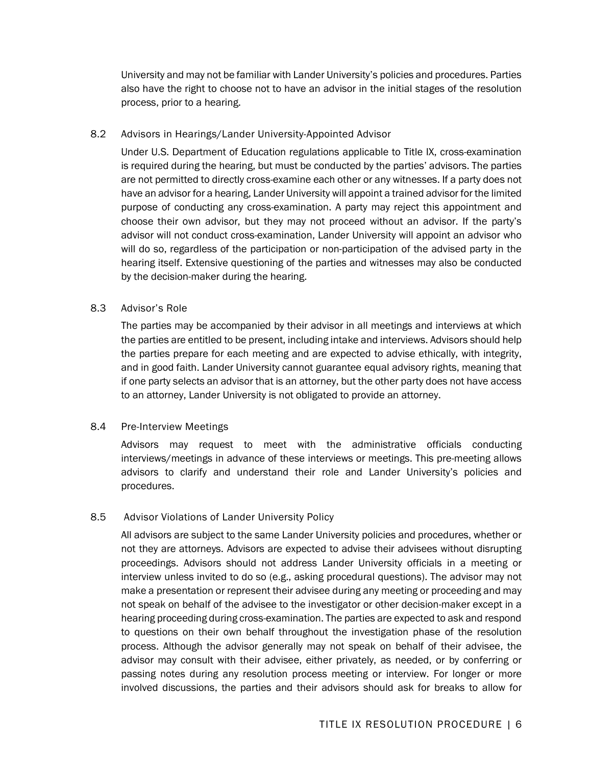University and may not be familiar with Lander University's policies and procedures. Parties also have the right to choose not to have an advisor in the initial stages of the resolution process, prior to a hearing.

### 8.2 Advisors in Hearings/Lander University-Appointed Advisor

Under U.S. Department of Education regulations applicable to Title IX, cross-examination is required during the hearing, but must be conducted by the parties' advisors. The parties are not permitted to directly cross-examine each other or any witnesses. If a party does not have an advisor for a hearing, Lander University will appoint a trained advisor for the limited purpose of conducting any cross-examination. A party may reject this appointment and choose their own advisor, but they may not proceed without an advisor. If the party's advisor will not conduct cross-examination, Lander University will appoint an advisor who will do so, regardless of the participation or non-participation of the advised party in the hearing itself. Extensive questioning of the parties and witnesses may also be conducted by the decision-maker during the hearing.

### 8.3 Advisor's Role

The parties may be accompanied by their advisor in all meetings and interviews at which the parties are entitled to be present, including intake and interviews. Advisors should help the parties prepare for each meeting and are expected to advise ethically, with integrity, and in good faith. Lander University cannot guarantee equal advisory rights, meaning that if one party selects an advisor that is an attorney, but the other party does not have access to an attorney, Lander University is not obligated to provide an attorney.

### 8.4 Pre-Interview Meetings

Advisors may request to meet with the administrative officials conducting interviews/meetings in advance of these interviews or meetings. This pre-meeting allows advisors to clarify and understand their role and Lander University's policies and procedures.

### 8.5 Advisor Violations of Lander University Policy

All advisors are subject to the same Lander University policies and procedures, whether or not they are attorneys. Advisors are expected to advise their advisees without disrupting proceedings. Advisors should not address Lander University officials in a meeting or interview unless invited to do so (e.g., asking procedural questions). The advisor may not make a presentation or represent their advisee during any meeting or proceeding and may not speak on behalf of the advisee to the investigator or other decision-maker except in a hearing proceeding during cross-examination. The parties are expected to ask and respond to questions on their own behalf throughout the investigation phase of the resolution process. Although the advisor generally may not speak on behalf of their advisee, the advisor may consult with their advisee, either privately, as needed, or by conferring or passing notes during any resolution process meeting or interview. For longer or more involved discussions, the parties and their advisors should ask for breaks to allow for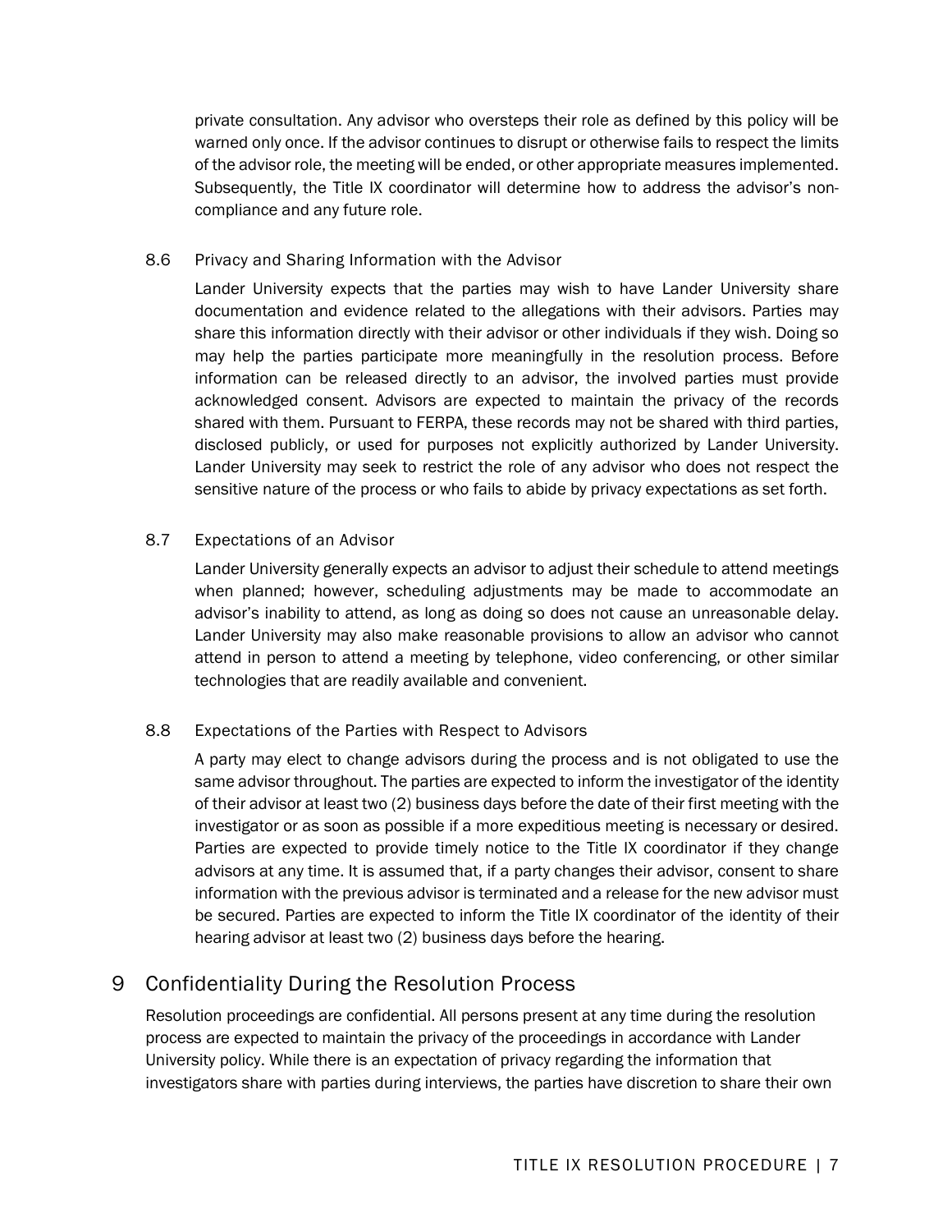private consultation. Any advisor who oversteps their role as defined by this policy will be warned only once. If the advisor continues to disrupt or otherwise fails to respect the limits of the advisor role, the meeting will be ended, or other appropriate measures implemented. Subsequently, the Title IX coordinator will determine how to address the advisor's non-compliance and any future role.

### 8.6 Privacy and Sharing Information with the Advisor

Lander University expects that the parties may wish to have Lander University share documentation and evidence related to the allegations with their advisors. Parties may share this information directly with their advisor or other individuals if they wish. Doing so may help the parties participate more meaningfully in the resolution process. Before information can be released directly to an advisor, the involved parties must provide acknowledged consent. Advisors are expected to maintain the privacy of the records shared with them. Pursuant to FERPA, these records may not be shared with third parties, disclosed publicly, or used for purposes not explicitly authorized by Lander University. Lander University may seek to restrict the role of any advisor who does not respect the sensitive nature of the process or who fails to abide by privacy expectations as set forth.

### 8.7 Expectations of an Advisor

Lander University generally expects an advisor to adjust their schedule to attend meetings when planned; however, scheduling adjustments may be made to accommodate an advisor's inability to attend, as long as doing so does not cause an unreasonable delay. Lander University may also make reasonable provisions to allow an advisor who cannot attend in person to attend a meeting by telephone, video conferencing, or other similar technologies that are readily available and convenient.

### 8.8 Expectations of the Parties with Respect to Advisors

A party may elect to change advisors during the process and is not obligated to use the same advisor throughout. The parties are expected to inform the investigator of the identity of their advisor at least two (2) business days before the date of their first meeting with the investigator or as soon as possible if a more expeditious meeting is necessary or desired. Parties are expected to provide timely notice to the Title IX coordinator if they change advisors at any time. It is assumed that, if a party changes their advisor, consent to share information with the previous advisor is terminated and a release for the new advisor must be secured. Parties are expected to inform the Title IX coordinator of the identity of their hearing advisor at least two (2) business days before the hearing.

## 9 Confidentiality During the Resolution Process

Resolution proceedings are confidential. All persons present at any time during the resolution process are expected to maintain the privacy of the proceedings in accordance with Lander University policy. While there is an expectation of privacy regarding the information that investigators share with parties during interviews, the parties have discretion to share their own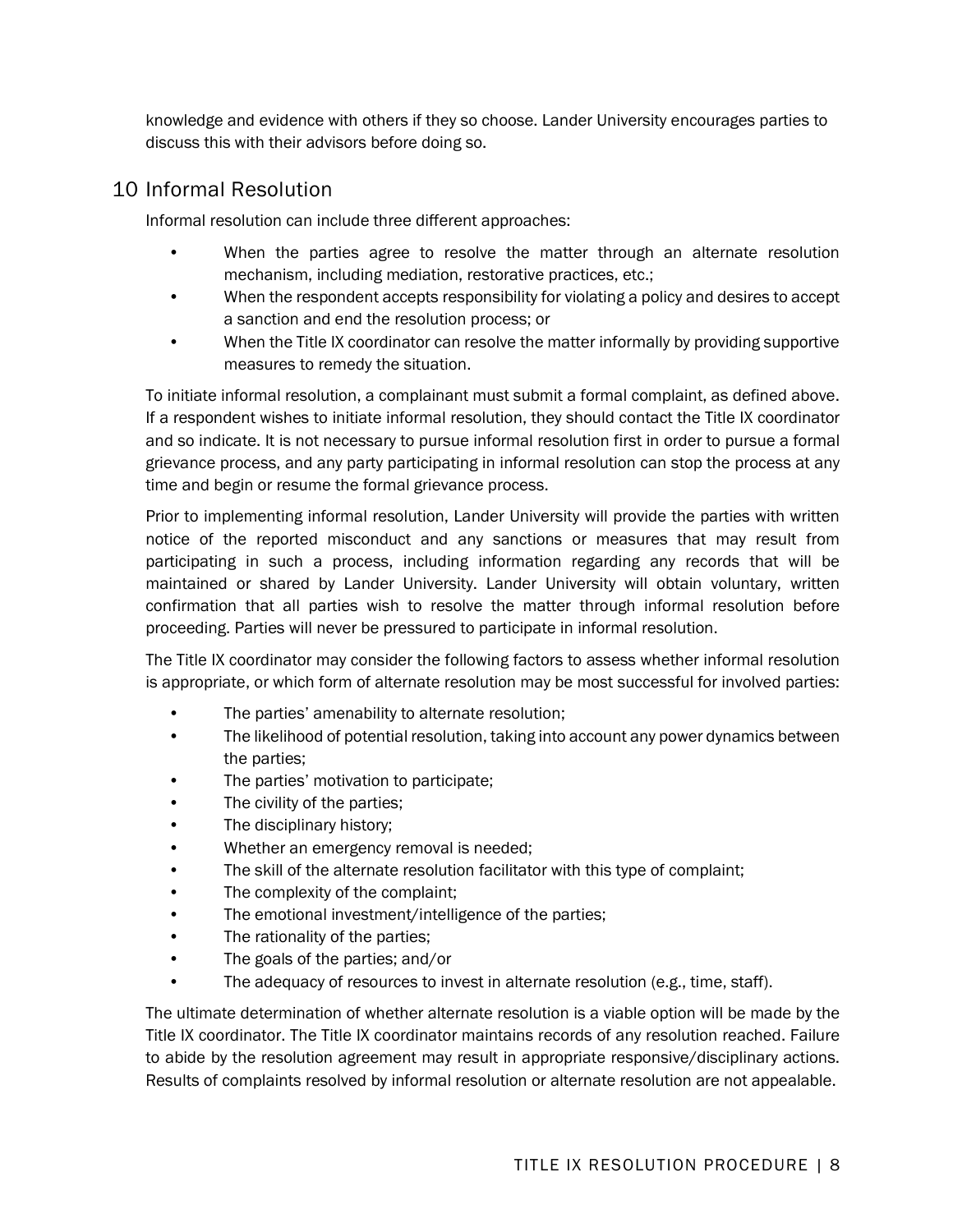knowledge and evidence with others if they so choose. Lander University encourages parties to discuss this with their advisors before doing so.

## 10 Informal Resolution

Informal resolution can include three different approaches:

- When the parties agree to resolve the matter through an alternate resolution mechanism, including mediation, restorative practices, etc.;
- When the respondent accepts responsibility for violating a policy and desires to accept a sanction and end the resolution process; or
- When the Title IX coordinator can resolve the matter informally by providing supportive measures to remedy the situation.

To initiate informal resolution, a complainant must submit a formal complaint, as defined above. If a respondent wishes to initiate informal resolution, they should contact the Title IX coordinator and so indicate. It is not necessary to pursue informal resolution first in order to pursue a formal grievance process, and any party participating in informal resolution can stop the process at any time and begin or resume the formal grievance process.

Prior to implementing informal resolution, Lander University will provide the parties with written notice of the reported misconduct and any sanctions or measures that may result from participating in such a process, including information regarding any records that will be maintained or shared by Lander University. Lander University will obtain voluntary, written confirmation that all parties wish to resolve the matter through informal resolution before proceeding. Parties will never be pressured to participate in informal resolution.

The Title IX coordinator may consider the following factors to assess whether informal resolution is appropriate, or which form of alternate resolution may be most successful for involved parties:

- The parties' amenability to alternate resolution;
- The likelihood of potential resolution, taking into account any power dynamics between the parties;
- The parties' motivation to participate;
- The civility of the parties;
- The disciplinary history;
- Whether an emergency removal is needed;
- The skill of the alternate resolution facilitator with this type of complaint;
- The complexity of the complaint;
- The emotional investment/intelligence of the parties;
- The rationality of the parties;
- The goals of the parties; and/or
- The adequacy of resources to invest in alternate resolution (e.g., time, staff).

The ultimate determination of whether alternate resolution is a viable option will be made by the Title IX coordinator. The Title IX coordinator maintains records of any resolution reached. Failure to abide by the resolution agreement may result in appropriate responsive/disciplinary actions. Results of complaints resolved by informal resolution or alternate resolution are not appealable.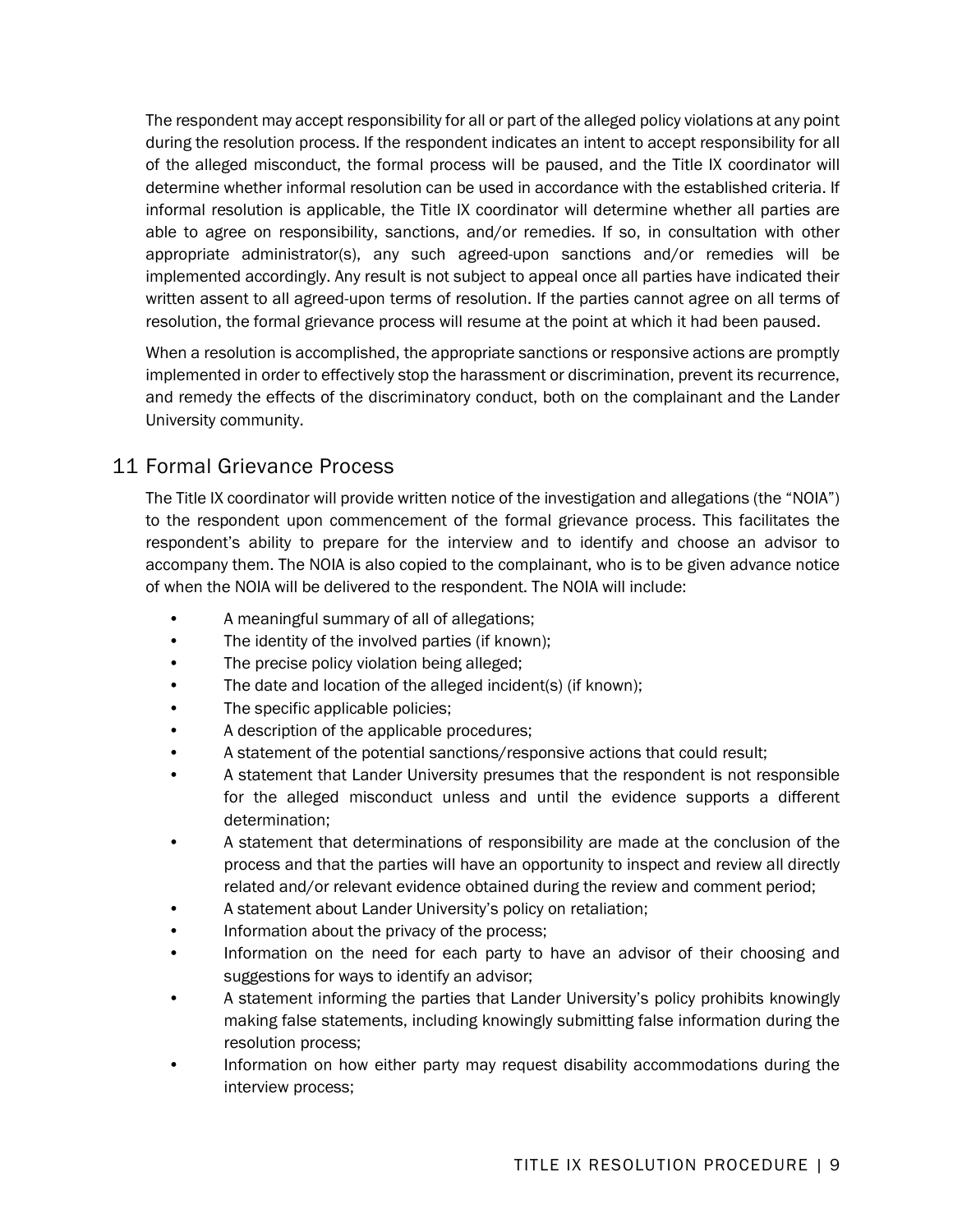The respondent may accept responsibility for all or part of the alleged policy violations at any point during the resolution process. If the respondent indicates an intent to accept responsibility for all of the alleged misconduct, the formal process will be paused, and the Title IX coordinator will determine whether informal resolution can be used in accordance with the established criteria. If informal resolution is applicable, the Title IX coordinator will determine whether all parties are able to agree on responsibility, sanctions, and/or remedies. If so, in consultation with other appropriate administrator(s), any such agreed-upon sanctions and/or remedies will be implemented accordingly. Any result is not subject to appeal once all parties have indicated their written assent to all agreed-upon terms of resolution. If the parties cannot agree on all terms of resolution, the formal grievance process will resume at the point at which it had been paused.

When a resolution is accomplished, the appropriate sanctions or responsive actions are promptly implemented in order to effectively stop the harassment or discrimination, prevent its recurrence, and remedy the effects of the discriminatory conduct, both on the complainant and the Lander University community.

## 11 Formal Grievance Process

The Title IX coordinator will provide written notice of the investigation and allegations (the "NOIA") to the respondent upon commencement of the formal grievance process. This facilitates the respondent's ability to prepare for the interview and to identify and choose an advisor to accompany them. The NOIA is also copied to the complainant, who is to be given advance notice of when the NOIA will be delivered to the respondent. The NOIA will include:

- A meaningful summary of all of allegations;
- The identity of the involved parties (if known);
- The precise policy violation being alleged;
- The date and location of the alleged incident(s) (if known);
- The specific applicable policies;
- A description of the applicable procedures;
- A statement of the potential sanctions/responsive actions that could result;
- A statement that Lander University presumes that the respondent is not responsible for the alleged misconduct unless and until the evidence supports a different determination;
- A statement that determinations of responsibility are made at the conclusion of the process and that the parties will have an opportunity to inspect and review all directly related and/or relevant evidence obtained during the review and comment period;
- A statement about Lander University's policy on retaliation;
- Information about the privacy of the process;
- Information on the need for each party to have an advisor of their choosing and suggestions for ways to identify an advisor;
- A statement informing the parties that Lander University's policy prohibits knowingly making false statements, including knowingly submitting false information during the resolution process;
- Information on how either party may request disability accommodations during the interview process;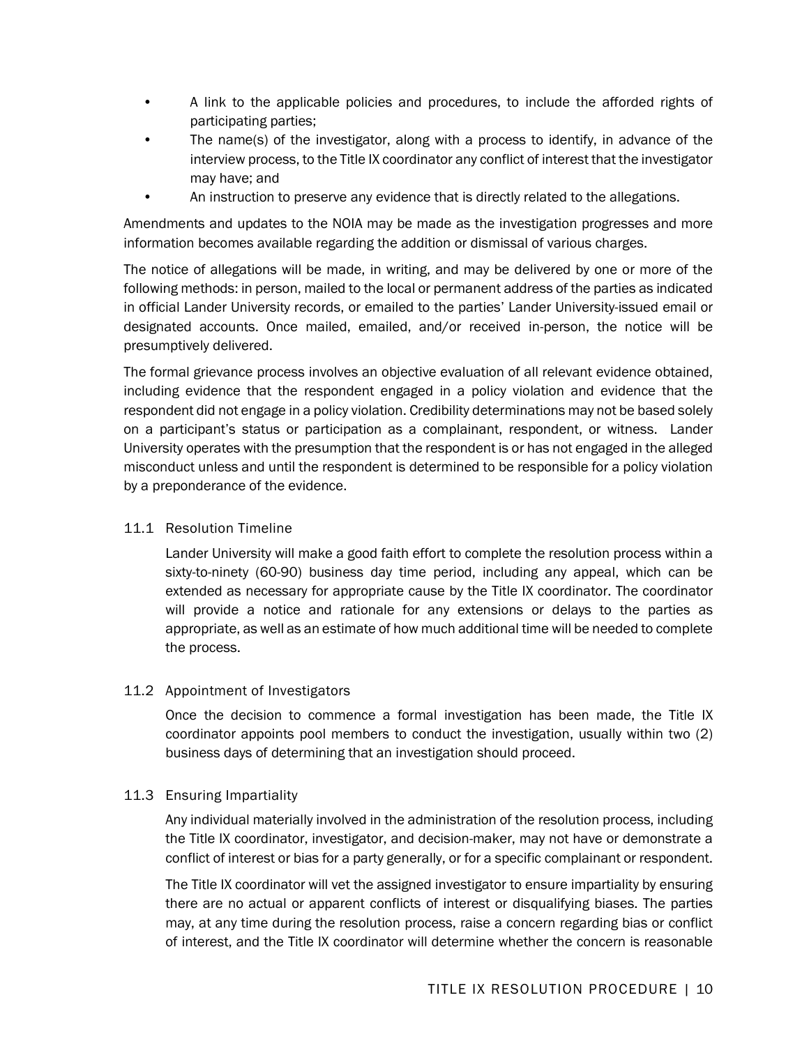- A link to the applicable policies and procedures, to include the afforded rights of participating parties;
- The name(s) of the investigator, along with a process to identify, in advance of the interview process, to the Title IX coordinator any conflict of interest that the investigator may have; and
- An instruction to preserve any evidence that is directly related to the allegations.

Amendments and updates to the NOIA may be made as the investigation progresses and more information becomes available regarding the addition or dismissal of various charges.

The notice of allegations will be made, in writing, and may be delivered by one or more of the following methods: in person, mailed to the local or permanent address of the parties as indicated in official Lander University records, or emailed to the parties' Lander University-issued email or designated accounts. Once mailed, emailed, and/or received in-person, the notice will be presumptively delivered.

The formal grievance process involves an objective evaluation of all relevant evidence obtained, including evidence that the respondent engaged in a policy violation and evidence that the respondent did not engage in a policy violation. Credibility determinations may not be based solely on a participant's status or participation as a complainant, respondent, or witness. Lander University operates with the presumption that the respondent is or has not engaged in the alleged misconduct unless and until the respondent is determined to be responsible for a policy violation by a preponderance of the evidence.

### 11.1 Resolution Timeline

Lander University will make a good faith effort to complete the resolution process within a sixty-to-ninety (60-90) business day time period, including any appeal, which can be extended as necessary for appropriate cause by the Title IX coordinator. The coordinator will provide a notice and rationale for any extensions or delays to the parties as appropriate, as well as an estimate of how much additional time will be needed to complete the process.

### 11.2 Appointment of Investigators

Once the decision to commence a formal investigation has been made, the Title IX coordinator appoints pool members to conduct the investigation, usually within two (2) business days of determining that an investigation should proceed.

### 11.3 Ensuring Impartiality

Any individual materially involved in the administration of the resolution process, including the Title IX coordinator, investigator, and decision-maker, may not have or demonstrate a conflict of interest or bias for a party generally, or for a specific complainant or respondent.

The Title IX coordinator will vet the assigned investigator to ensure impartiality by ensuring there are no actual or apparent conflicts of interest or disqualifying biases. The parties may, at any time during the resolution process, raise a concern regarding bias or conflict of interest, and the Title IX coordinator will determine whether the concern is reasonable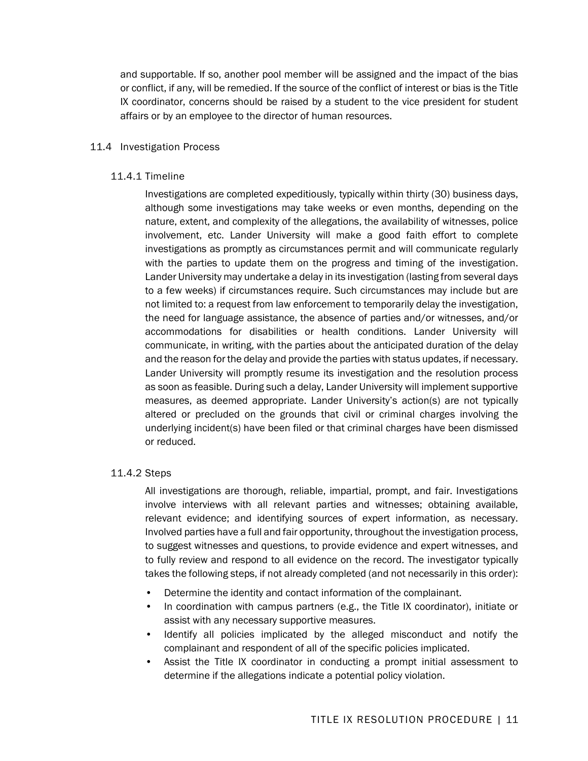and supportable. If so, another pool member will be assigned and the impact of the bias or conflict, if any, will be remedied. If the source of the conflict of interest or bias is the Title IX coordinator, concerns should be raised by a student to the vice president for student affairs or by an employee to the director of human resources.

## 11.4 Investigation Process

### 11.4.1 Timeline

Investigations are completed expeditiously, typically within thirty (30) business days, although some investigations may take weeks or even months, depending on the nature, extent, and complexity of the allegations, the availability of witnesses, police involvement, etc. Lander University will make a good faith effort to complete investigations as promptly as circumstances permit and will communicate regularly with the parties to update them on the progress and timing of the investigation. Lander University may undertake a delay in its investigation (lasting from several days to a few weeks) if circumstances require. Such circumstances may include but are not limited to: a request from law enforcement to temporarily delay the investigation, the need for language assistance, the absence of parties and/or witnesses, and/or accommodations for disabilities or health conditions. Lander University will communicate, in writing, with the parties about the anticipated duration of the delay and the reason for the delay and provide the parties with status updates, if necessary. Lander University will promptly resume its investigation and the resolution process as soon as feasible. During such a delay, Lander University will implement supportive measures, as deemed appropriate. Lander University's action(s) are not typically altered or precluded on the grounds that civil or criminal charges involving the underlying incident(s) have been filed or that criminal charges have been dismissed or reduced.

### 11.4.2 Steps

All investigations are thorough, reliable, impartial, prompt, and fair. Investigations involve interviews with all relevant parties and witnesses; obtaining available, relevant evidence; and identifying sources of expert information, as necessary. Involved parties have a full and fair opportunity, throughout the investigation process, to suggest witnesses and questions, to provide evidence and expert witnesses, and to fully review and respond to all evidence on the record. The investigator typically takes the following steps, if not already completed (and not necessarily in this order):

- Determine the identity and contact information of the complainant.
- In coordination with campus partners (e.g., the Title IX coordinator), initiate or assist with any necessary supportive measures.
- Identify all policies implicated by the alleged misconduct and notify the complainant and respondent of all of the specific policies implicated.
- Assist the Title IX coordinator in conducting a prompt initial assessment to determine if the allegations indicate a potential policy violation.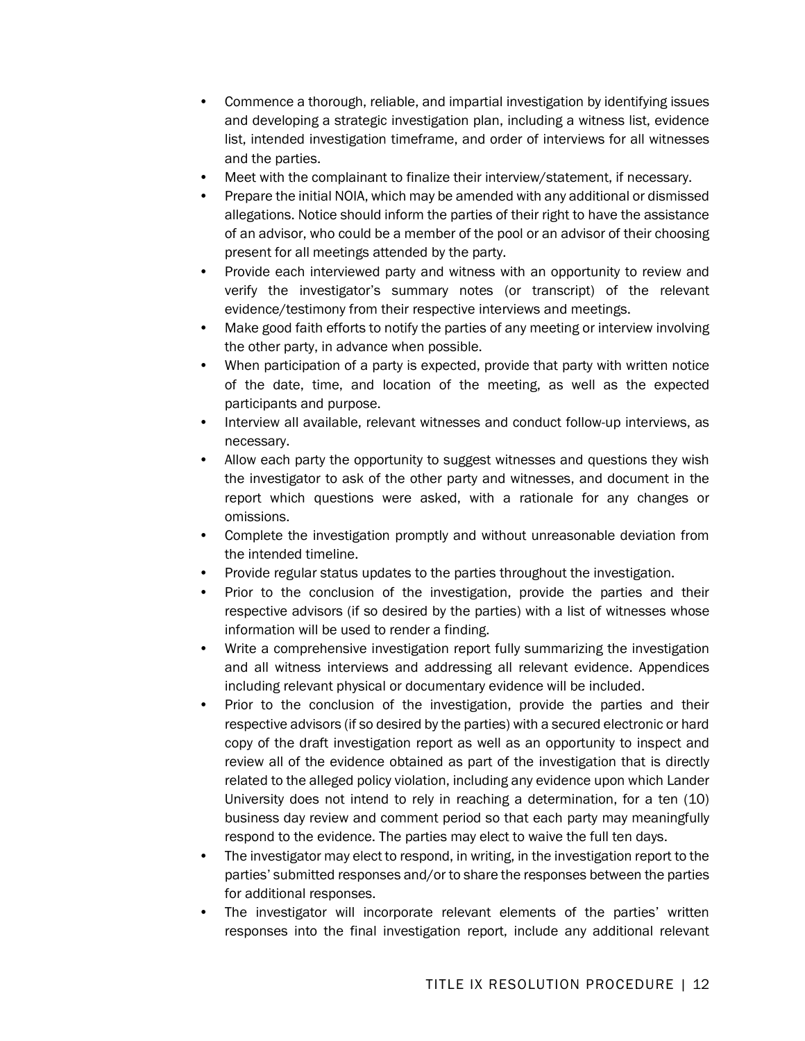- Commence a thorough, reliable, and impartial investigation by identifying issues and developing a strategic investigation plan, including a witness list, evidence list, intended investigation timeframe, and order of interviews for all witnesses and the parties.
- Meet with the complainant to finalize their interview/statement, if necessary.
- Prepare the initial NOIA, which may be amended with any additional or dismissed allegations. Notice should inform the parties of their right to have the assistance of an advisor, who could be a member of the pool or an advisor of their choosing present for all meetings attended by the party.
- Provide each interviewed party and witness with an opportunity to review and verify the investigator's summary notes (or transcript) of the relevant evidence/testimony from their respective interviews and meetings.
- Make good faith efforts to notify the parties of any meeting or interview involving the other party, in advance when possible.
- When participation of a party is expected, provide that party with written notice of the date, time, and location of the meeting, as well as the expected participants and purpose.
- Interview all available, relevant witnesses and conduct follow-up interviews, as necessary.
- Allow each party the opportunity to suggest witnesses and questions they wish the investigator to ask of the other party and witnesses, and document in the report which questions were asked, with a rationale for any changes or omissions.
- Complete the investigation promptly and without unreasonable deviation from the intended timeline.
- Provide regular status updates to the parties throughout the investigation.
- Prior to the conclusion of the investigation, provide the parties and their respective advisors (if so desired by the parties) with a list of witnesses whose information will be used to render a finding.
- Write a comprehensive investigation report fully summarizing the investigation and all witness interviews and addressing all relevant evidence. Appendices including relevant physical or documentary evidence will be included.
- Prior to the conclusion of the investigation, provide the parties and their respective advisors (if so desired by the parties) with a secured electronic or hard copy of the draft investigation report as well as an opportunity to inspect and review all of the evidence obtained as part of the investigation that is directly related to the alleged policy violation, including any evidence upon which Lander University does not intend to rely in reaching a determination, for a ten (10) business day review and comment period so that each party may meaningfully respond to the evidence. The parties may elect to waive the full ten days.
- The investigator may elect to respond, in writing, in the investigation report to the parties' submitted responses and/or to share the responses between the parties for additional responses.
- The investigator will incorporate relevant elements of the parties' written responses into the final investigation report, include any additional relevant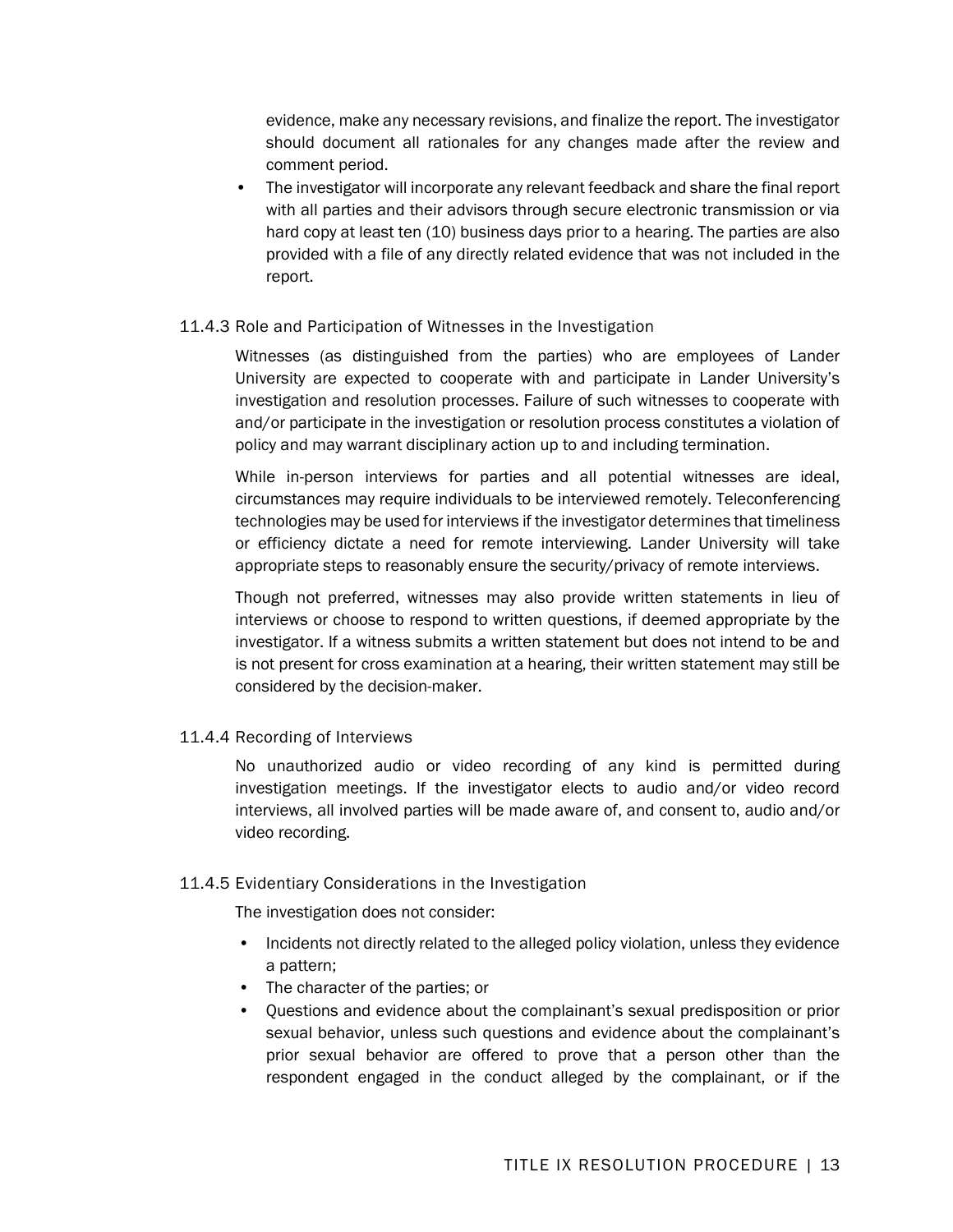evidence, make any necessary revisions, and finalize the report. The investigator should document all rationales for any changes made after the review and comment period.

- The investigator will incorporate any relevant feedback and share the final report with all parties and their advisors through secure electronic transmission or via hard copy at least ten (10) business days prior to a hearing. The parties are also provided with a file of any directly related evidence that was not included in the report.

### 11.4.3 Role and Participation of Witnesses in the Investigation

Witnesses (as distinguished from the parties) who are employees of Lander University are expected to cooperate with and participate in Lander University's investigation and resolution processes. Failure of such witnesses to cooperate with and/or participate in the investigation or resolution process constitutes a violation of policy and may warrant disciplinary action up to and including termination.

While in-person interviews for parties and all potential witnesses are ideal, circumstances may require individuals to be interviewed remotely. Teleconferencing technologies may be used for interviews if the investigator determines that timeliness or efficiency dictate a need for remote interviewing. Lander University will take appropriate steps to reasonably ensure the security/privacy of remote interviews.

Though not preferred, witnesses may also provide written statements in lieu of interviews or choose to respond to written questions, if deemed appropriate by the investigator. If a witness submits a written statement but does not intend to be and is not present for cross examination at a hearing, their written statement may still be considered by the decision-maker.

### 11.4.4 Recording of Interviews

No unauthorized audio or video recording of any kind is permitted during investigation meetings. If the investigator elects to audio and/or video record interviews, all involved parties will be made aware of, and consent to, audio and/or video recording.

### 11.4.5 Evidentiary Considerations in the Investigation

The investigation does not consider:

- Incidents not directly related to the alleged policy violation, unless they evidence a pattern;
- The character of the parties; or
- Questions and evidence about the complainant's sexual predisposition or prior sexual behavior, unless such questions and evidence about the complainant's prior sexual behavior are offered to prove that a person other than the respondent engaged in the conduct alleged by the complainant, or if the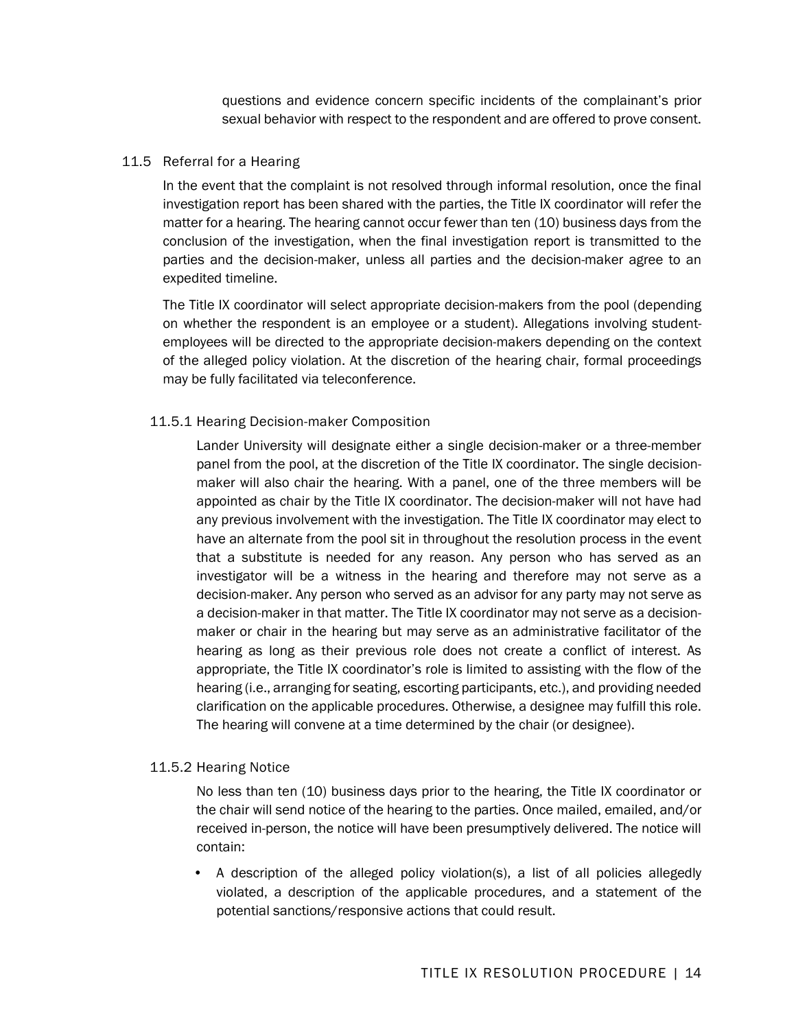questions and evidence concern specific incidents of the complainant's prior sexual behavior with respect to the respondent and are offered to prove consent.

## 11.5 Referral for a Hearing

In the event that the complaint is not resolved through informal resolution, once the final investigation report has been shared with the parties, the Title IX coordinator will refer the matter for a hearing. The hearing cannot occur fewer than ten (10) business days from the conclusion of the investigation, when the final investigation report is transmitted to the parties and the decision-maker, unless all parties and the decision-maker agree to an expedited timeline.

The Title IX coordinator will select appropriate decision-makers from the pool (depending on whether the respondent is an employee or a student). Allegations involving student-employees will be directed to the appropriate decision-makers depending on the context of the alleged policy violation. At the discretion of the hearing chair, formal proceedings may be fully facilitated via teleconference.

### 11.5.1 Hearing Decision-maker Composition

Lander University will designate either a single decision-maker or a three-member panel from the pool, at the discretion of the Title IX coordinator. The single decision-maker will also chair the hearing. With a panel, one of the three members will be appointed as chair by the Title IX coordinator. The decision-maker will not have had any previous involvement with the investigation. The Title IX coordinator may elect to have an alternate from the pool sit in throughout the resolution process in the event that a substitute is needed for any reason. Any person who has served as an investigator will be a witness in the hearing and therefore may not serve as a decision-maker. Any person who served as an advisor for any party may not serve as a decision-maker in that matter. The Title IX coordinator may not serve as a decision-maker or chair in the hearing but may serve as an administrative facilitator of the hearing as long as their previous role does not create a conflict of interest. As appropriate, the Title IX coordinator's role is limited to assisting with the flow of the hearing (i.e., arranging for seating, escorting participants, etc.), and providing needed clarification on the applicable procedures. Otherwise, a designee may fulfill this role. The hearing will convene at a time determined by the chair (or designee).

### 11.5.2 Hearing Notice

No less than ten (10) business days prior to the hearing, the Title IX coordinator or the chair will send notice of the hearing to the parties. Once mailed, emailed, and/or received in-person, the notice will have been presumptively delivered. The notice will contain:

- A description of the alleged policy violation(s), a list of all policies allegedly violated, a description of the applicable procedures, and a statement of the potential sanctions/responsive actions that could result.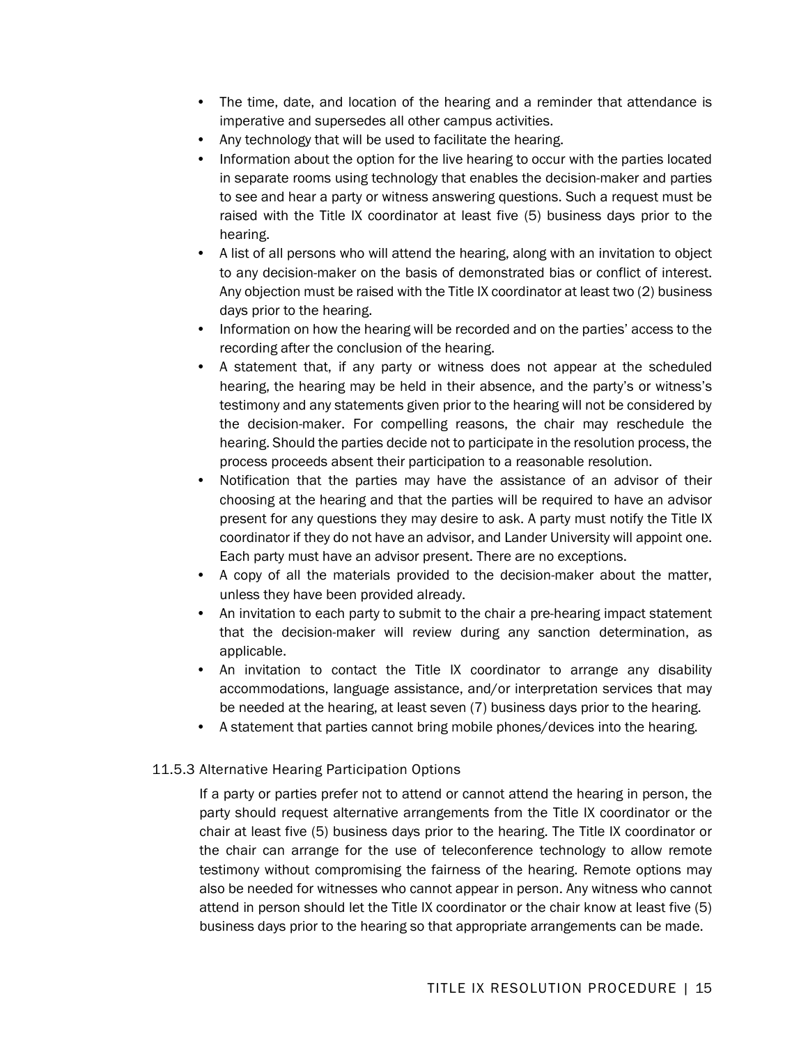- The time, date, and location of the hearing and a reminder that attendance is imperative and supersedes all other campus activities.
- Any technology that will be used to facilitate the hearing.
- Information about the option for the live hearing to occur with the parties located in separate rooms using technology that enables the decision-maker and parties to see and hear a party or witness answering questions. Such a request must be raised with the Title IX coordinator at least five (5) business days prior to the hearing.
- A list of all persons who will attend the hearing, along with an invitation to object to any decision-maker on the basis of demonstrated bias or conflict of interest. Any objection must be raised with the Title IX coordinator at least two (2) business days prior to the hearing.
- Information on how the hearing will be recorded and on the parties' access to the recording after the conclusion of the hearing.
- A statement that, if any party or witness does not appear at the scheduled hearing, the hearing may be held in their absence, and the party's or witness's testimony and any statements given prior to the hearing will not be considered by the decision-maker. For compelling reasons, the chair may reschedule the hearing. Should the parties decide not to participate in the resolution process, the process proceeds absent their participation to a reasonable resolution.
- Notification that the parties may have the assistance of an advisor of their choosing at the hearing and that the parties will be required to have an advisor present for any questions they may desire to ask. A party must notify the Title IX coordinator if they do not have an advisor, and Lander University will appoint one. Each party must have an advisor present. There are no exceptions.
- A copy of all the materials provided to the decision-maker about the matter, unless they have been provided already.
- An invitation to each party to submit to the chair a pre-hearing impact statement that the decision-maker will review during any sanction determination, as applicable.
- An invitation to contact the Title IX coordinator to arrange any disability accommodations, language assistance, and/or interpretation services that may be needed at the hearing, at least seven (7) business days prior to the hearing.
- A statement that parties cannot bring mobile phones/devices into the hearing.

### 11.5.3 Alternative Hearing Participation Options

If a party or parties prefer not to attend or cannot attend the hearing in person, the party should request alternative arrangements from the Title IX coordinator or the chair at least five (5) business days prior to the hearing. The Title IX coordinator or the chair can arrange for the use of teleconference technology to allow remote testimony without compromising the fairness of the hearing. Remote options may also be needed for witnesses who cannot appear in person. Any witness who cannot attend in person should let the Title IX coordinator or the chair know at least five (5) business days prior to the hearing so that appropriate arrangements can be made.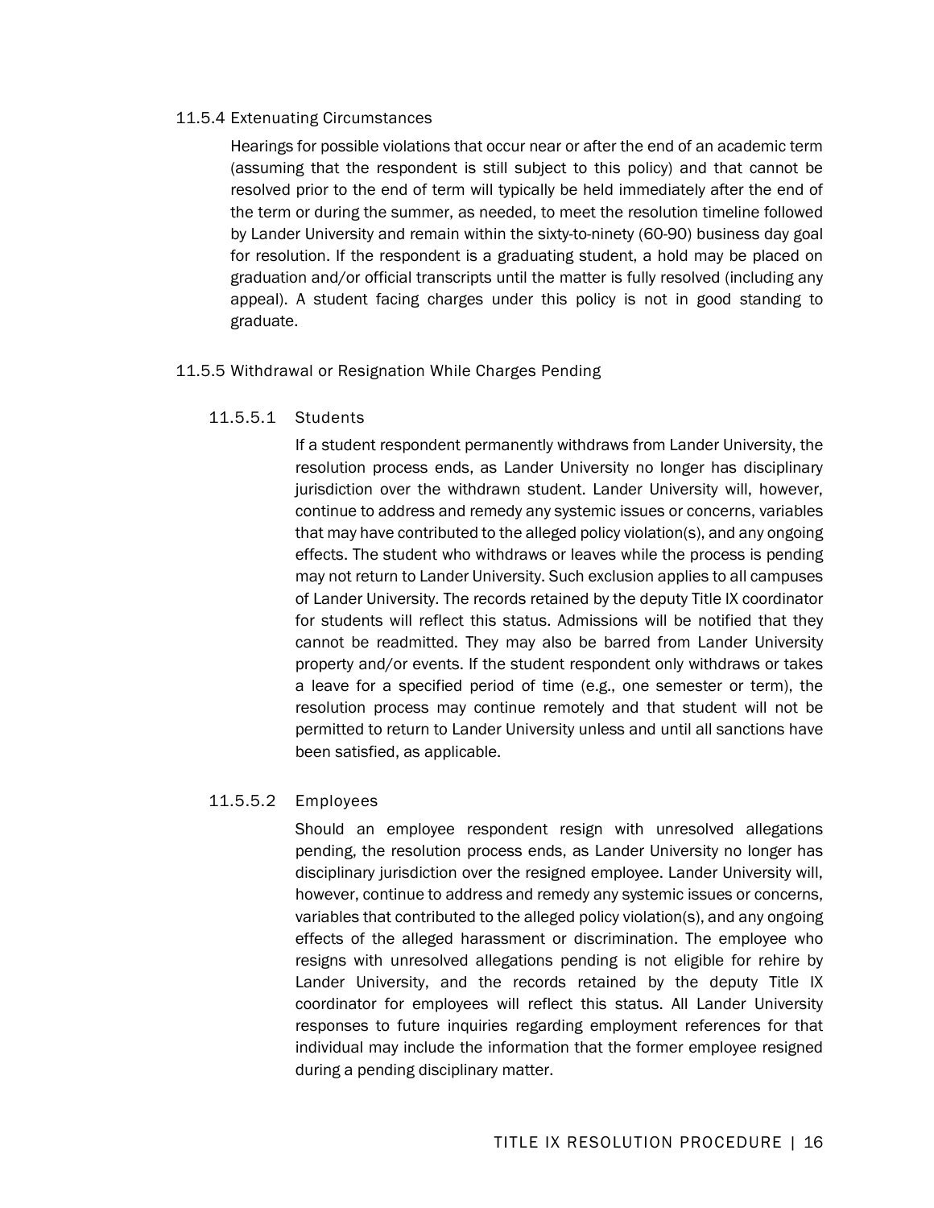### 11.5.4 Extenuating Circumstances

Hearings for possible violations that occur near or after the end of an academic term (assuming that the respondent is still subject to this policy) and that cannot be resolved prior to the end of term will typically be held immediately after the end of the term or during the summer, as needed, to meet the resolution timeline followed by Lander University and remain within the sixty-to-ninety (60-90) business day goal for resolution. If the respondent is a graduating student, a hold may be placed on graduation and/or official transcripts until the matter is fully resolved (including any appeal). A student facing charges under this policy is not in good standing to graduate.

### 11.5.5 Withdrawal or Resignation While Charges Pending

#### 11.5.5.1 Students

If a student respondent permanently withdraws from Lander University, the resolution process ends, as Lander University no longer has disciplinary jurisdiction over the withdrawn student. Lander University will, however, continue to address and remedy any systemic issues or concerns, variables that may have contributed to the alleged policy violation(s), and any ongoing effects. The student who withdraws or leaves while the process is pending may not return to Lander University. Such exclusion applies to all campuses of Lander University. The records retained by the deputy Title IX coordinator for students will reflect this status. Admissions will be notified that they cannot be readmitted. They may also be barred from Lander University property and/or events. If the student respondent only withdraws or takes a leave for a specified period of time (e.g., one semester or term), the resolution process may continue remotely and that student will not be permitted to return to Lander University unless and until all sanctions have been satisfied, as applicable.

#### 11.5.5.2 Employees

Should an employee respondent resign with unresolved allegations pending, the resolution process ends, as Lander University no longer has disciplinary jurisdiction over the resigned employee. Lander University will, however, continue to address and remedy any systemic issues or concerns, variables that contributed to the alleged policy violation(s), and any ongoing effects of the alleged harassment or discrimination. The employee who resigns with unresolved allegations pending is not eligible for rehire by Lander University, and the records retained by the deputy Title IX coordinator for employees will reflect this status. All Lander University responses to future inquiries regarding employment references for that individual may include the information that the former employee resigned during a pending disciplinary matter.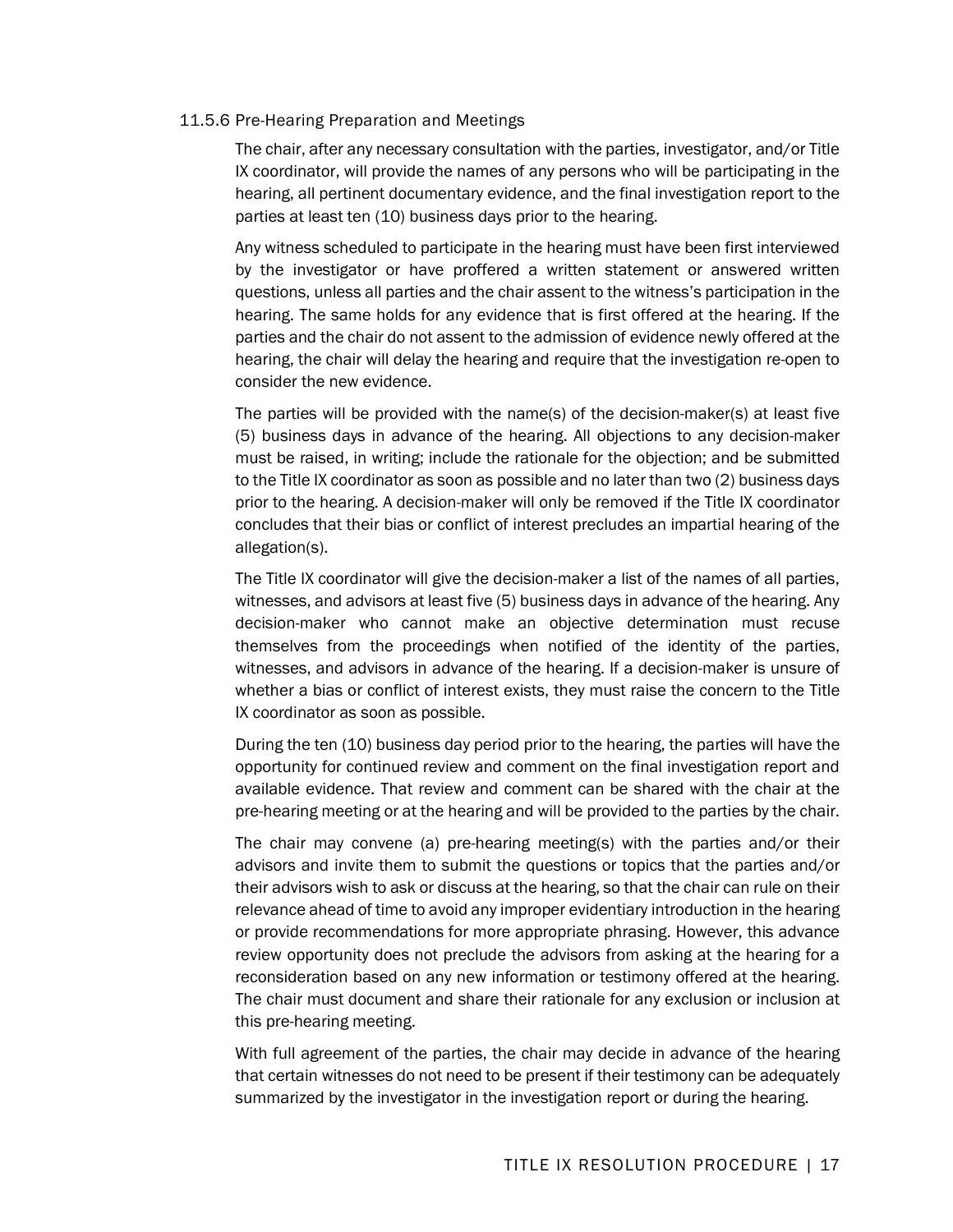### 11.5.6 Pre-Hearing Preparation and Meetings

The chair, after any necessary consultation with the parties, investigator, and/or Title IX coordinator, will provide the names of any persons who will be participating in the hearing, all pertinent documentary evidence, and the final investigation report to the parties at least ten (10) business days prior to the hearing.

Any witness scheduled to participate in the hearing must have been first interviewed by the investigator or have proffered a written statement or answered written questions, unless all parties and the chair assent to the witness's participation in the hearing. The same holds for any evidence that is first offered at the hearing. If the parties and the chair do not assent to the admission of evidence newly offered at the hearing, the chair will delay the hearing and require that the investigation re-open to consider the new evidence.

The parties will be provided with the name(s) of the decision-maker(s) at least five (5) business days in advance of the hearing. All objections to any decision-maker must be raised, in writing; include the rationale for the objection; and be submitted to the Title IX coordinator as soon as possible and no later than two (2) business days prior to the hearing. A decision-maker will only be removed if the Title IX coordinator concludes that their bias or conflict of interest precludes an impartial hearing of the allegation(s).

The Title IX coordinator will give the decision-maker a list of the names of all parties, witnesses, and advisors at least five (5) business days in advance of the hearing. Any decision-maker who cannot make an objective determination must recuse themselves from the proceedings when notified of the identity of the parties, witnesses, and advisors in advance of the hearing. If a decision-maker is unsure of whether a bias or conflict of interest exists, they must raise the concern to the Title IX coordinator as soon as possible.

During the ten (10) business day period prior to the hearing, the parties will have the opportunity for continued review and comment on the final investigation report and available evidence. That review and comment can be shared with the chair at the pre-hearing meeting or at the hearing and will be provided to the parties by the chair.

The chair may convene (a) pre-hearing meeting(s) with the parties and/or their advisors and invite them to submit the questions or topics that the parties and/or their advisors wish to ask or discuss at the hearing, so that the chair can rule on their relevance ahead of time to avoid any improper evidentiary introduction in the hearing or provide recommendations for more appropriate phrasing. However, this advance review opportunity does not preclude the advisors from asking at the hearing for a reconsideration based on any new information or testimony offered at the hearing. The chair must document and share their rationale for any exclusion or inclusion at this pre-hearing meeting.

With full agreement of the parties, the chair may decide in advance of the hearing that certain witnesses do not need to be present if their testimony can be adequately summarized by the investigator in the investigation report or during the hearing.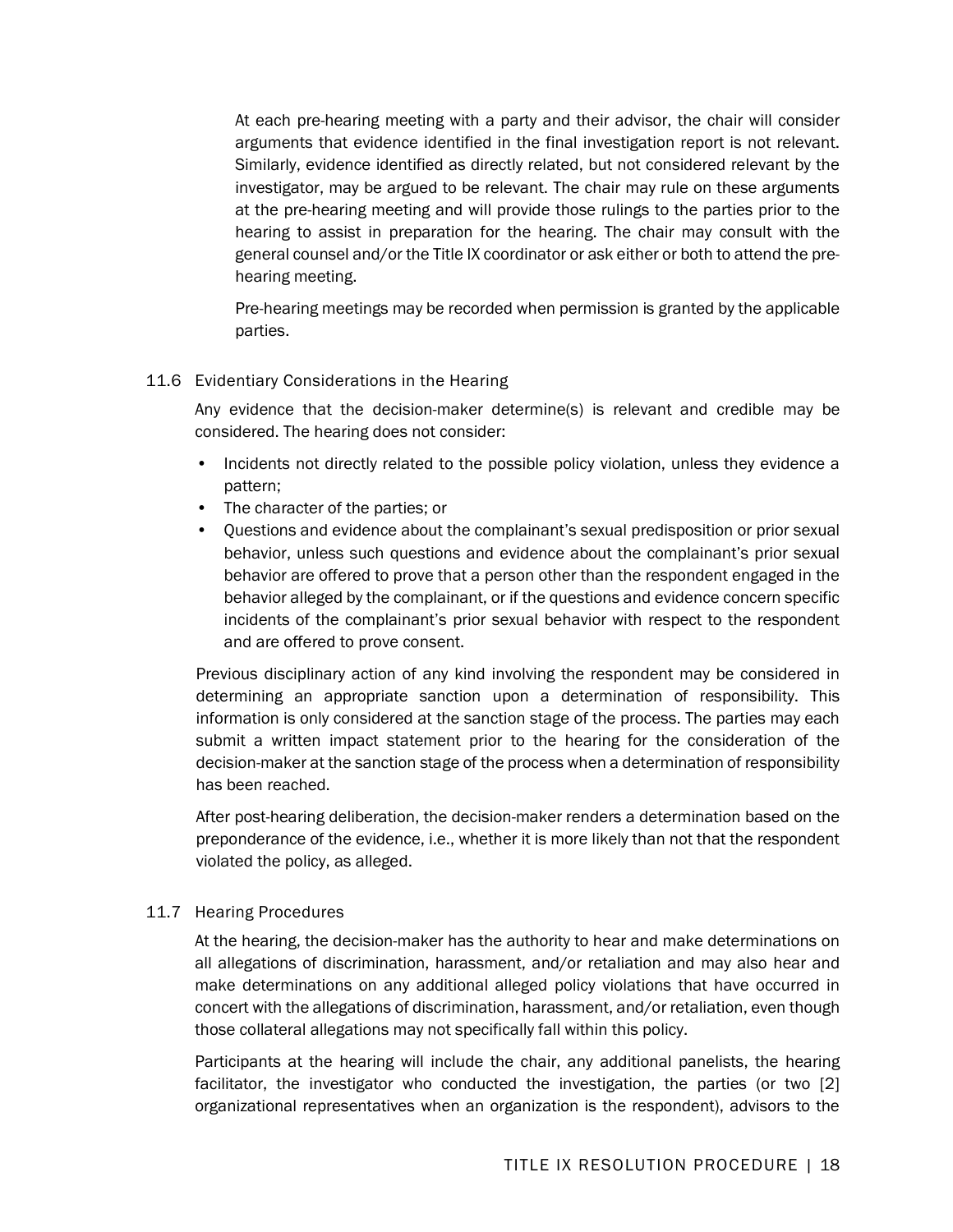At each pre-hearing meeting with a party and their advisor, the chair will consider arguments that evidence identified in the final investigation report is not relevant. Similarly, evidence identified as directly related, but not considered relevant by the investigator, may be argued to be relevant. The chair may rule on these arguments at the pre-hearing meeting and will provide those rulings to the parties prior to the hearing to assist in preparation for the hearing. The chair may consult with the general counsel and/or the Title IX coordinator or ask either or both to attend the pre-hearing meeting.

Pre-hearing meetings may be recorded when permission is granted by the applicable parties.

## 11.6 Evidentiary Considerations in the Hearing

Any evidence that the decision-maker determine(s) is relevant and credible may be considered. The hearing does not consider:

- Incidents not directly related to the possible policy violation, unless they evidence a pattern;
- The character of the parties; or
- Questions and evidence about the complainant's sexual predisposition or prior sexual behavior, unless such questions and evidence about the complainant's prior sexual behavior are offered to prove that a person other than the respondent engaged in the behavior alleged by the complainant, or if the questions and evidence concern specific incidents of the complainant's prior sexual behavior with respect to the respondent and are offered to prove consent.

Previous disciplinary action of any kind involving the respondent may be considered in determining an appropriate sanction upon a determination of responsibility. This information is only considered at the sanction stage of the process. The parties may each submit a written impact statement prior to the hearing for the consideration of the decision-maker at the sanction stage of the process when a determination of responsibility has been reached.

After post-hearing deliberation, the decision-maker renders a determination based on the preponderance of the evidence, i.e., whether it is more likely than not that the respondent violated the policy, as alleged.

## 11.7 Hearing Procedures

At the hearing, the decision-maker has the authority to hear and make determinations on all allegations of discrimination, harassment, and/or retaliation and may also hear and make determinations on any additional alleged policy violations that have occurred in concert with the allegations of discrimination, harassment, and/or retaliation, even though those collateral allegations may not specifically fall within this policy.

Participants at the hearing will include the chair, any additional panelists, the hearing facilitator, the investigator who conducted the investigation, the parties (or two [2] organizational representatives when an organization is the respondent), advisors to the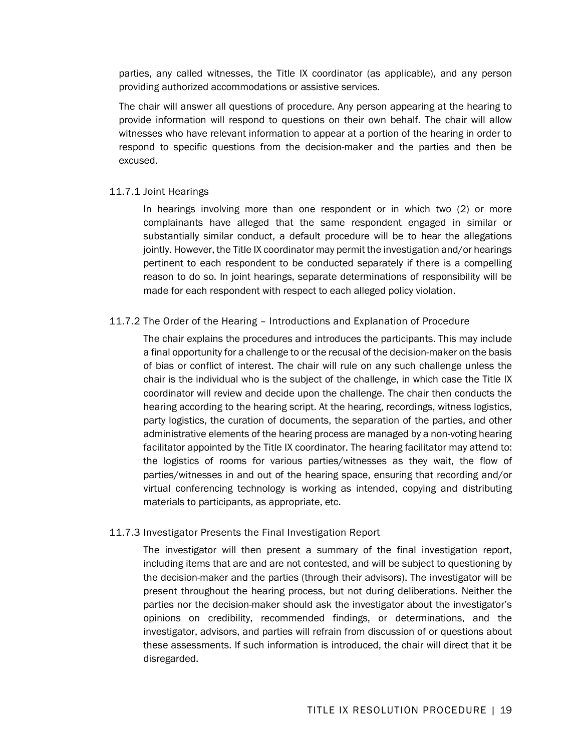parties, any called witnesses, the Title IX coordinator (as applicable), and any person providing authorized accommodations or assistive services.

The chair will answer all questions of procedure. Any person appearing at the hearing to provide information will respond to questions on their own behalf. The chair will allow witnesses who have relevant information to appear at a portion of the hearing in order to respond to specific questions from the decision-maker and the parties and then be excused.

### 11.7.1 Joint Hearings

In hearings involving more than one respondent or in which two (2) or more complainants have alleged that the same respondent engaged in similar or substantially similar conduct, a default procedure will be to hear the allegations jointly. However, the Title IX coordinator may permit the investigation and/or hearings pertinent to each respondent to be conducted separately if there is a compelling reason to do so. In joint hearings, separate determinations of responsibility will be made for each respondent with respect to each alleged policy violation.

### 11.7.2 The Order of the Hearing – Introductions and Explanation of Procedure

The chair explains the procedures and introduces the participants. This may include a final opportunity for a challenge to or the recusal of the decision-maker on the basis of bias or conflict of interest. The chair will rule on any such challenge unless the chair is the individual who is the subject of the challenge, in which case the Title IX coordinator will review and decide upon the challenge. The chair then conducts the hearing according to the hearing script. At the hearing, recordings, witness logistics, party logistics, the curation of documents, the separation of the parties, and other administrative elements of the hearing process are managed by a non-voting hearing facilitator appointed by the Title IX coordinator. The hearing facilitator may attend to: the logistics of rooms for various parties/witnesses as they wait, the flow of parties/witnesses in and out of the hearing space, ensuring that recording and/or virtual conferencing technology is working as intended, copying and distributing materials to participants, as appropriate, etc.

### 11.7.3 Investigator Presents the Final Investigation Report

The investigator will then present a summary of the final investigation report, including items that are and are not contested, and will be subject to questioning by the decision-maker and the parties (through their advisors). The investigator will be present throughout the hearing process, but not during deliberations. Neither the parties nor the decision-maker should ask the investigator about the investigator's opinions on credibility, recommended findings, or determinations, and the investigator, advisors, and parties will refrain from discussion of or questions about these assessments. If such information is introduced, the chair will direct that it be disregarded.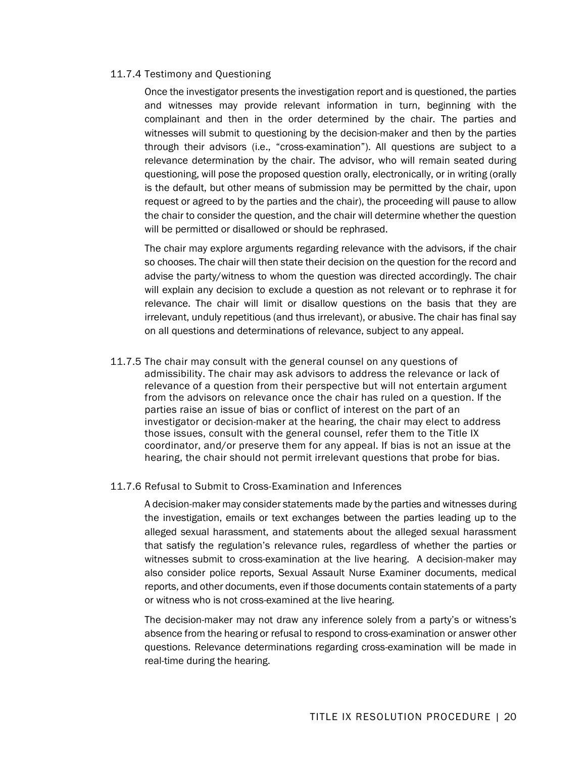### 11.7.4 Testimony and Questioning

Once the investigator presents the investigation report and is questioned, the parties and witnesses may provide relevant information in turn, beginning with the complainant and then in the order determined by the chair. The parties and witnesses will submit to questioning by the decision-maker and then by the parties through their advisors (i.e., "cross-examination"). All questions are subject to a relevance determination by the chair. The advisor, who will remain seated during questioning, will pose the proposed question orally, electronically, or in writing (orally is the default, but other means of submission may be permitted by the chair, upon request or agreed to by the parties and the chair), the proceeding will pause to allow the chair to consider the question, and the chair will determine whether the question will be permitted or disallowed or should be rephrased.

The chair may explore arguments regarding relevance with the advisors, if the chair so chooses. The chair will then state their decision on the question for the record and advise the party/witness to whom the question was directed accordingly. The chair will explain any decision to exclude a question as not relevant or to rephrase it for relevance. The chair will limit or disallow questions on the basis that they are irrelevant, unduly repetitious (and thus irrelevant), or abusive. The chair has final say on all questions and determinations of relevance, subject to any appeal.

### 11.7.5

The chair may consult with the general counsel on any questions of admissibility. The chair may ask advisors to address the relevance or lack of relevance of a question from their perspective but will not entertain argument from the advisors on relevance once the chair has ruled on a question. If the parties raise an issue of bias or conflict of interest on the part of an investigator or decision-maker at the hearing, the chair may elect to address those issues, consult with the general counsel, refer them to the Title IX coordinator, and/or preserve them for any appeal. If bias is not an issue at the hearing, the chair should not permit irrelevant questions that probe for bias.

### 11.7.6 Refusal to Submit to Cross-Examination and Inferences

A decision-maker may consider statements made by the parties and witnesses during the investigation, emails or text exchanges between the parties leading up to the alleged sexual harassment, and statements about the alleged sexual harassment that satisfy the regulation's relevance rules, regardless of whether the parties or witnesses submit to cross-examination at the live hearing. A decision-maker may also consider police reports, Sexual Assault Nurse Examiner documents, medical reports, and other documents, even if those documents contain statements of a party or witness who is not cross-examined at the live hearing.

The decision-maker may not draw any inference solely from a party's or witness's absence from the hearing or refusal to respond to cross-examination or answer other questions. Relevance determinations regarding cross-examination will be made in real-time during the hearing.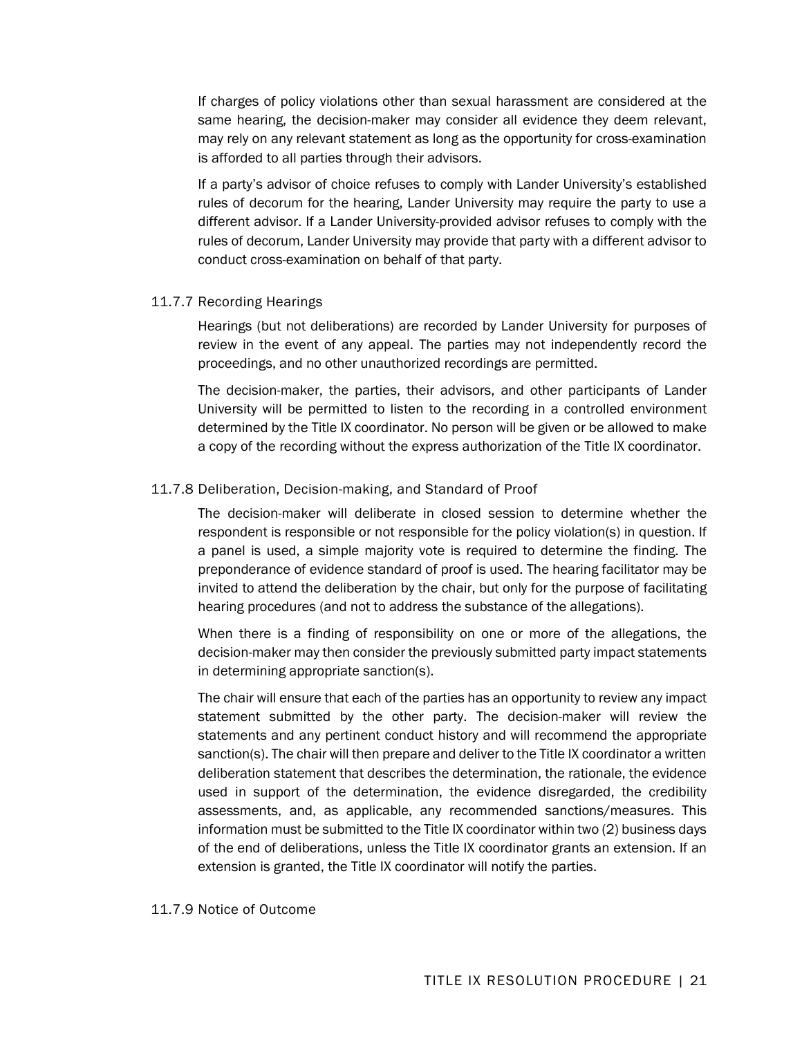If charges of policy violations other than sexual harassment are considered at the same hearing, the decision-maker may consider all evidence they deem relevant, may rely on any relevant statement as long as the opportunity for cross-examination is afforded to all parties through their advisors.

If a party's advisor of choice refuses to comply with Lander University's established rules of decorum for the hearing, Lander University may require the party to use a different advisor. If a Lander University-provided advisor refuses to comply with the rules of decorum, Lander University may provide that party with a different advisor to conduct cross-examination on behalf of that party.

### 11.7.7 Recording Hearings

Hearings (but not deliberations) are recorded by Lander University for purposes of review in the event of any appeal. The parties may not independently record the proceedings, and no other unauthorized recordings are permitted.

The decision-maker, the parties, their advisors, and other participants of Lander University will be permitted to listen to the recording in a controlled environment determined by the Title IX coordinator. No person will be given or be allowed to make a copy of the recording without the express authorization of the Title IX coordinator.

### 11.7.8 Deliberation, Decision-making, and Standard of Proof

The decision-maker will deliberate in closed session to determine whether the respondent is responsible or not responsible for the policy violation(s) in question. If a panel is used, a simple majority vote is required to determine the finding. The preponderance of evidence standard of proof is used. The hearing facilitator may be invited to attend the deliberation by the chair, but only for the purpose of facilitating hearing procedures (and not to address the substance of the allegations).

When there is a finding of responsibility on one or more of the allegations, the decision-maker may then consider the previously submitted party impact statements in determining appropriate sanction(s).

The chair will ensure that each of the parties has an opportunity to review any impact statement submitted by the other party. The decision-maker will review the statements and any pertinent conduct history and will recommend the appropriate sanction(s). The chair will then prepare and deliver to the Title IX coordinator a written deliberation statement that describes the determination, the rationale, the evidence used in support of the determination, the evidence disregarded, the credibility assessments, and, as applicable, any recommended sanctions/measures. This information must be submitted to the Title IX coordinator within two (2) business days of the end of deliberations, unless the Title IX coordinator grants an extension. If an extension is granted, the Title IX coordinator will notify the parties.

### 11.7.9 Notice of Outcome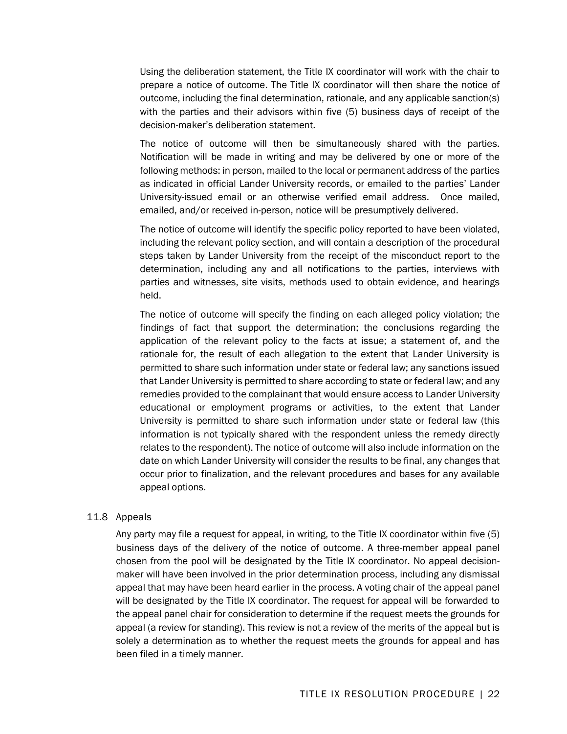Using the deliberation statement, the Title IX coordinator will work with the chair to prepare a notice of outcome. The Title IX coordinator will then share the notice of outcome, including the final determination, rationale, and any applicable sanction(s) with the parties and their advisors within five (5) business days of receipt of the decision-maker's deliberation statement.

The notice of outcome will then be simultaneously shared with the parties. Notification will be made in writing and may be delivered by one or more of the following methods: in person, mailed to the local or permanent address of the parties as indicated in official Lander University records, or emailed to the parties' Lander University-issued email or an otherwise verified email address. Once mailed, emailed, and/or received in-person, notice will be presumptively delivered.

The notice of outcome will identify the specific policy reported to have been violated, including the relevant policy section, and will contain a description of the procedural steps taken by Lander University from the receipt of the misconduct report to the determination, including any and all notifications to the parties, interviews with parties and witnesses, site visits, methods used to obtain evidence, and hearings held.

The notice of outcome will specify the finding on each alleged policy violation; the findings of fact that support the determination; the conclusions regarding the application of the relevant policy to the facts at issue; a statement of, and the rationale for, the result of each allegation to the extent that Lander University is permitted to share such information under state or federal law; any sanctions issued that Lander University is permitted to share according to state or federal law; and any remedies provided to the complainant that would ensure access to Lander University educational or employment programs or activities, to the extent that Lander University is permitted to share such information under state or federal law (this information is not typically shared with the respondent unless the remedy directly relates to the respondent). The notice of outcome will also include information on the date on which Lander University will consider the results to be final, any changes that occur prior to finalization, and the relevant procedures and bases for any available appeal options.

### 11.8 Appeals

Any party may file a request for appeal, in writing, to the Title IX coordinator within five (5) business days of the delivery of the notice of outcome. A three-member appeal panel chosen from the pool will be designated by the Title IX coordinator. No appeal decision-maker will have been involved in the prior determination process, including any dismissal appeal that may have been heard earlier in the process. A voting chair of the appeal panel will be designated by the Title IX coordinator. The request for appeal will be forwarded to the appeal panel chair for consideration to determine if the request meets the grounds for appeal (a review for standing). This review is not a review of the merits of the appeal but is solely a determination as to whether the request meets the grounds for appeal and has been filed in a timely manner.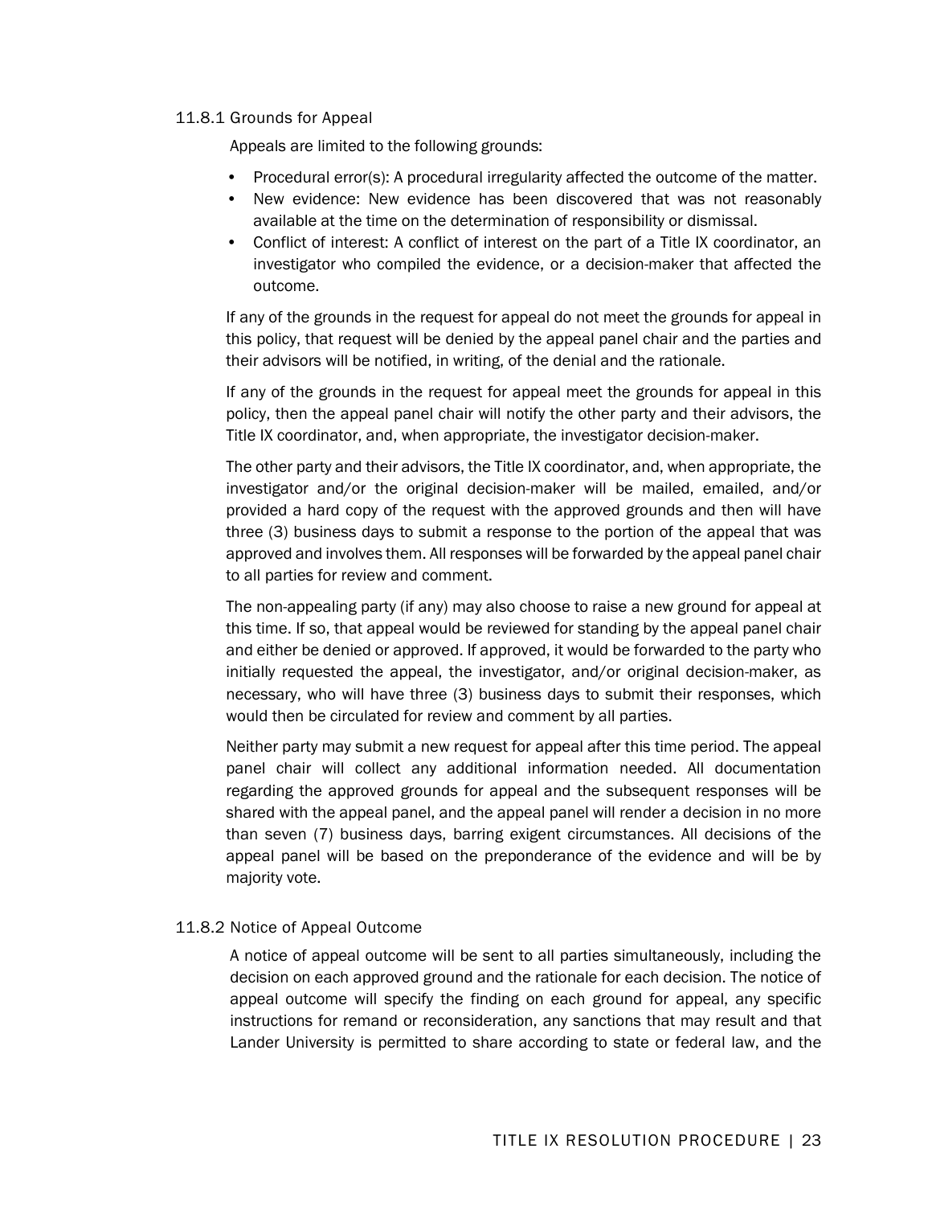### 11.8.1 Grounds for Appeal

Appeals are limited to the following grounds:

- Procedural error(s): A procedural irregularity affected the outcome of the matter.
- New evidence: New evidence has been discovered that was not reasonably available at the time on the determination of responsibility or dismissal.
- Conflict of interest: A conflict of interest on the part of a Title IX coordinator, an investigator who compiled the evidence, or a decision-maker that affected the outcome.

If any of the grounds in the request for appeal do not meet the grounds for appeal in this policy, that request will be denied by the appeal panel chair and the parties and their advisors will be notified, in writing, of the denial and the rationale.

If any of the grounds in the request for appeal meet the grounds for appeal in this policy, then the appeal panel chair will notify the other party and their advisors, the Title IX coordinator, and, when appropriate, the investigator decision-maker.

The other party and their advisors, the Title IX coordinator, and, when appropriate, the investigator and/or the original decision-maker will be mailed, emailed, and/or provided a hard copy of the request with the approved grounds and then will have three (3) business days to submit a response to the portion of the appeal that was approved and involves them. All responses will be forwarded by the appeal panel chair to all parties for review and comment.

The non-appealing party (if any) may also choose to raise a new ground for appeal at this time. If so, that appeal would be reviewed for standing by the appeal panel chair and either be denied or approved. If approved, it would be forwarded to the party who initially requested the appeal, the investigator, and/or original decision-maker, as necessary, who will have three (3) business days to submit their responses, which would then be circulated for review and comment by all parties.

Neither party may submit a new request for appeal after this time period. The appeal panel chair will collect any additional information needed. All documentation regarding the approved grounds for appeal and the subsequent responses will be shared with the appeal panel, and the appeal panel will render a decision in no more than seven (7) business days, barring exigent circumstances. All decisions of the appeal panel will be based on the preponderance of the evidence and will be by majority vote.

### 11.8.2 Notice of Appeal Outcome

A notice of appeal outcome will be sent to all parties simultaneously, including the decision on each approved ground and the rationale for each decision. The notice of appeal outcome will specify the finding on each ground for appeal, any specific instructions for remand or reconsideration, any sanctions that may result and that Lander University is permitted to share according to state or federal law, and the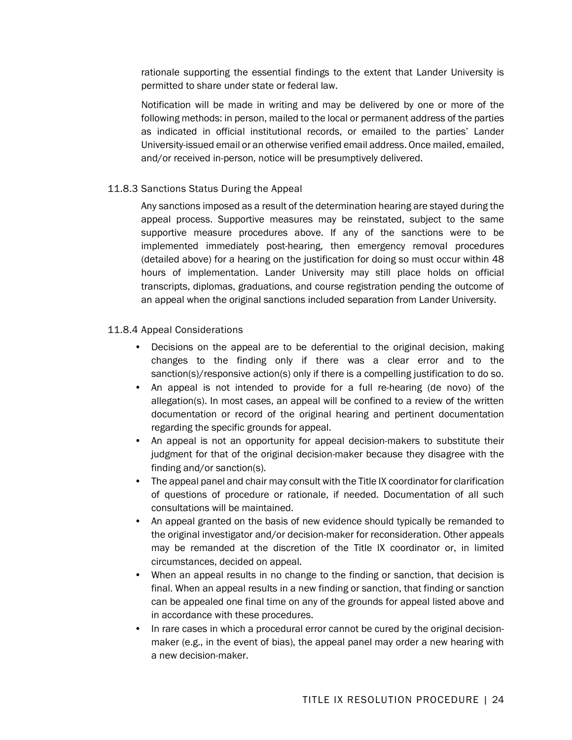rationale supporting the essential findings to the extent that Lander University is permitted to share under state or federal law.

Notification will be made in writing and may be delivered by one or more of the following methods: in person, mailed to the local or permanent address of the parties as indicated in official institutional records, or emailed to the parties' Lander University-issued email or an otherwise verified email address. Once mailed, emailed, and/or received in-person, notice will be presumptively delivered.

#### 11.8.3 Sanctions Status During the Appeal

Any sanctions imposed as a result of the determination hearing are stayed during the appeal process. Supportive measures may be reinstated, subject to the same supportive measure procedures above. If any of the sanctions were to be implemented immediately post-hearing, then emergency removal procedures (detailed above) for a hearing on the justification for doing so must occur within 48 hours of implementation. Lander University may still place holds on official transcripts, diplomas, graduations, and course registration pending the outcome of an appeal when the original sanctions included separation from Lander University.

#### 11.8.4 Appeal Considerations

- Decisions on the appeal are to be deferential to the original decision, making changes to the finding only if there was a clear error and to the sanction(s)/responsive action(s) only if there is a compelling justification to do so.
- An appeal is not intended to provide for a full re-hearing (de novo) of the allegation(s). In most cases, an appeal will be confined to a review of the written documentation or record of the original hearing and pertinent documentation regarding the specific grounds for appeal.
- An appeal is not an opportunity for appeal decision-makers to substitute their judgment for that of the original decision-maker because they disagree with the finding and/or sanction(s).
- The appeal panel and chair may consult with the Title IX coordinator for clarification of questions of procedure or rationale, if needed. Documentation of all such consultations will be maintained.
- An appeal granted on the basis of new evidence should typically be remanded to the original investigator and/or decision-maker for reconsideration. Other appeals may be remanded at the discretion of the Title IX coordinator or, in limited circumstances, decided on appeal.
- When an appeal results in no change to the finding or sanction, that decision is final. When an appeal results in a new finding or sanction, that finding or sanction can be appealed one final time on any of the grounds for appeal listed above and in accordance with these procedures.
- In rare cases in which a procedural error cannot be cured by the original decision-maker (e.g., in the event of bias), the appeal panel may order a new hearing with a new decision-maker.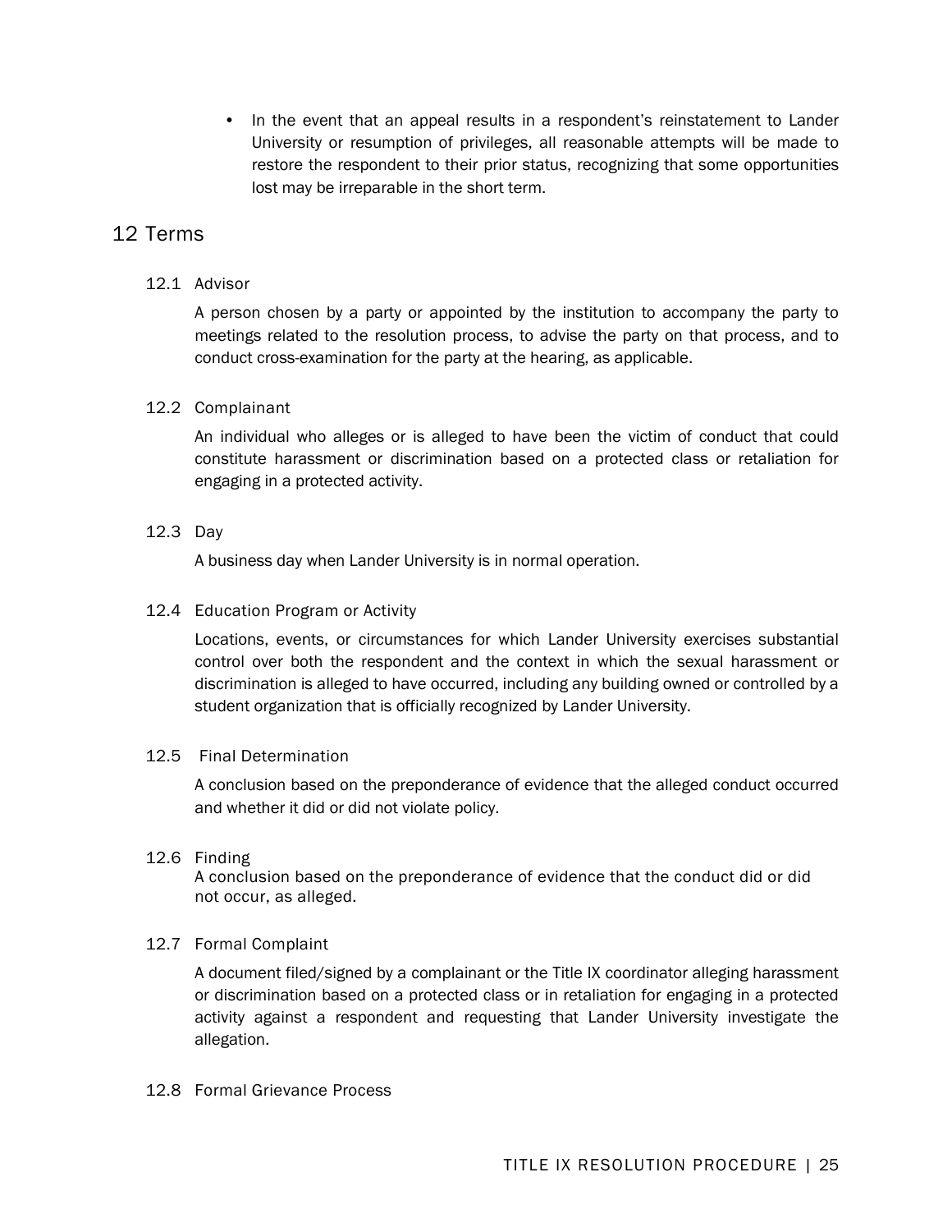- In the event that an appeal results in a respondent's reinstatement to Lander University or resumption of privileges, all reasonable attempts will be made to restore the respondent to their prior status, recognizing that some opportunities lost may be irreparable in the short term.

# 12 Terms

## 12.1 Advisor

A person chosen by a party or appointed by the institution to accompany the party to meetings related to the resolution process, to advise the party on that process, and to conduct cross-examination for the party at the hearing, as applicable.

## 12.2 Complainant

An individual who alleges or is alleged to have been the victim of conduct that could constitute harassment or discrimination based on a protected class or retaliation for engaging in a protected activity.

## 12.3 Day

A business day when Lander University is in normal operation.

## 12.4 Education Program or Activity

Locations, events, or circumstances for which Lander University exercises substantial control over both the respondent and the context in which the sexual harassment or discrimination is alleged to have occurred, including any building owned or controlled by a student organization that is officially recognized by Lander University.

## 12.5 Final Determination

A conclusion based on the preponderance of evidence that the alleged conduct occurred and whether it did or did not violate policy.

## 12.6 Finding

A conclusion based on the preponderance of evidence that the conduct did or did not occur, as alleged.

## 12.7 Formal Complaint

A document filed/signed by a complainant or the Title IX coordinator alleging harassment or discrimination based on a protected class or in retaliation for engaging in a protected activity against a respondent and requesting that Lander University investigate the allegation.

## 12.8 Formal Grievance Process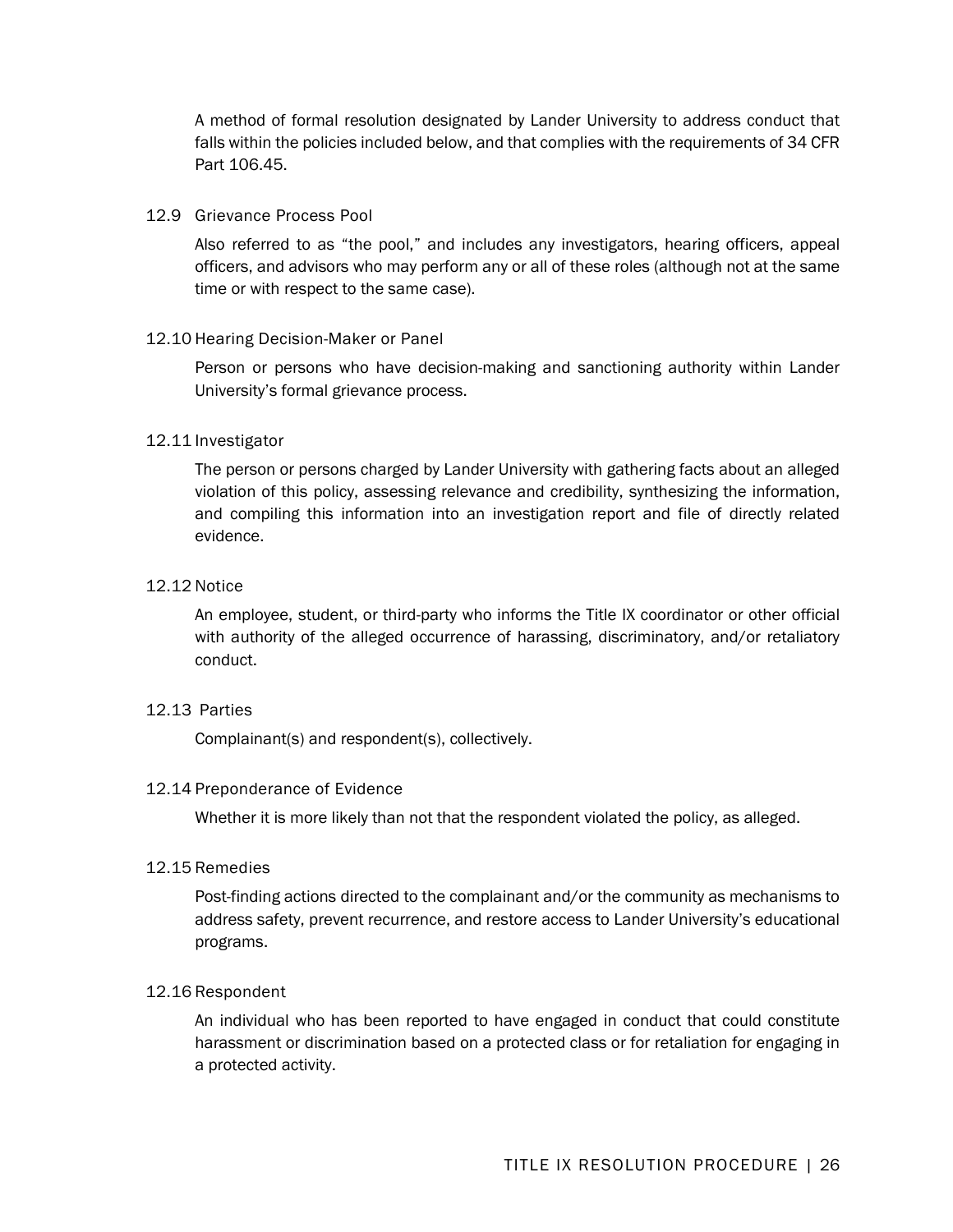A method of formal resolution designated by Lander University to address conduct that falls within the policies included below, and that complies with the requirements of 34 CFR Part 106.45.

### 12.9 Grievance Process Pool

Also referred to as "the pool," and includes any investigators, hearing officers, appeal officers, and advisors who may perform any or all of these roles (although not at the same time or with respect to the same case).

### 12.10 Hearing Decision-Maker or Panel

Person or persons who have decision-making and sanctioning authority within Lander University's formal grievance process.

### 12.11 Investigator

The person or persons charged by Lander University with gathering facts about an alleged violation of this policy, assessing relevance and credibility, synthesizing the information, and compiling this information into an investigation report and file of directly related evidence.

### 12.12 Notice

An employee, student, or third-party who informs the Title IX coordinator or other official with authority of the alleged occurrence of harassing, discriminatory, and/or retaliatory conduct.

### 12.13 Parties

Complainant(s) and respondent(s), collectively.

### 12.14 Preponderance of Evidence

Whether it is more likely than not that the respondent violated the policy, as alleged.

### 12.15 Remedies

Post-finding actions directed to the complainant and/or the community as mechanisms to address safety, prevent recurrence, and restore access to Lander University's educational programs.

### 12.16 Respondent

An individual who has been reported to have engaged in conduct that could constitute harassment or discrimination based on a protected class or for retaliation for engaging in a protected activity.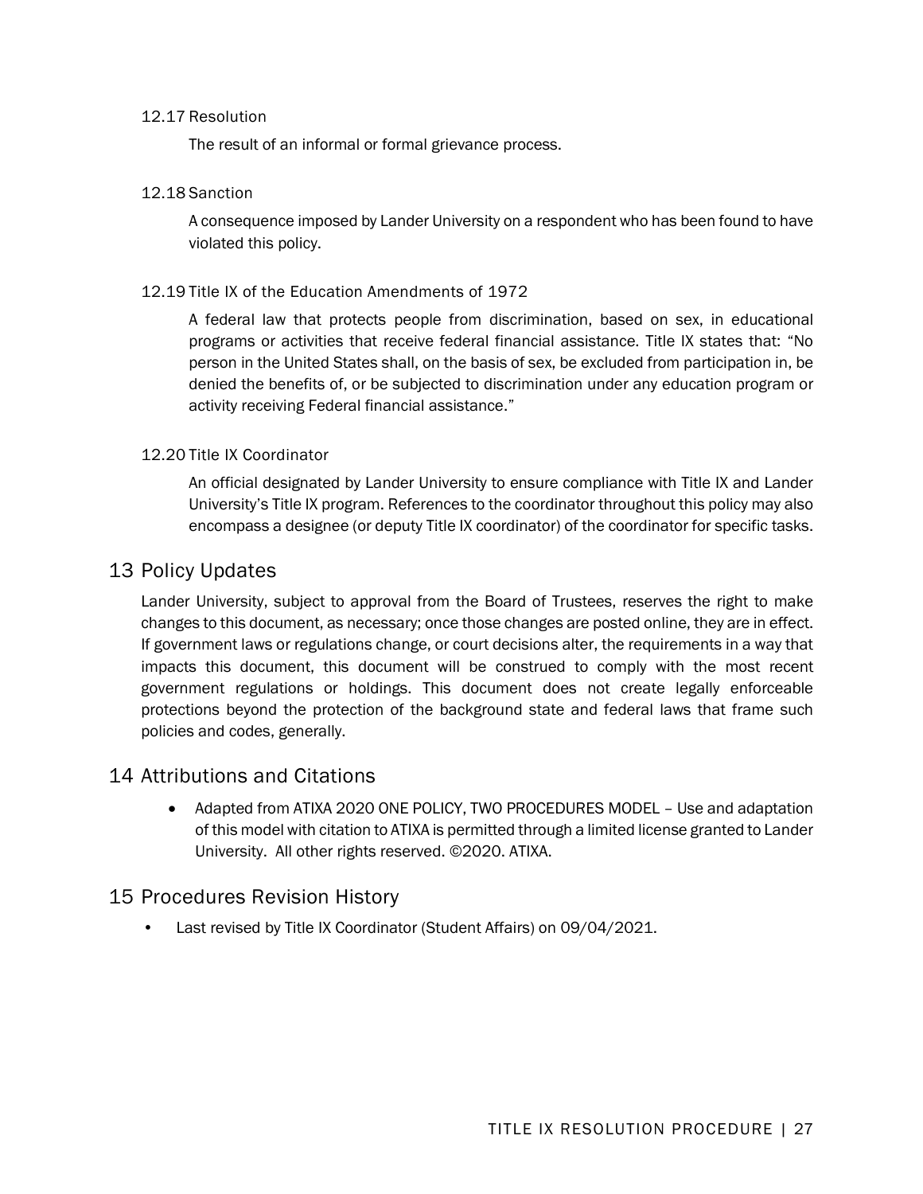### 12.17 Resolution

The result of an informal or formal grievance process.

### 12.18 Sanction

A consequence imposed by Lander University on a respondent who has been found to have violated this policy.

### 12.19 Title IX of the Education Amendments of 1972

A federal law that protects people from discrimination, based on sex, in educational programs or activities that receive federal financial assistance. Title IX states that: "No person in the United States shall, on the basis of sex, be excluded from participation in, be denied the benefits of, or be subjected to discrimination under any education program or activity receiving Federal financial assistance."

### 12.20 Title IX Coordinator

An official designated by Lander University to ensure compliance with Title IX and Lander University's Title IX program. References to the coordinator throughout this policy may also encompass a designee (or deputy Title IX coordinator) of the coordinator for specific tasks.

## 13 Policy Updates

Lander University, subject to approval from the Board of Trustees, reserves the right to make changes to this document, as necessary; once those changes are posted online, they are in effect. If government laws or regulations change, or court decisions alter, the requirements in a way that impacts this document, this document will be construed to comply with the most recent government regulations or holdings. This document does not create legally enforceable protections beyond the protection of the background state and federal laws that frame such policies and codes, generally.

## 14 Attributions and Citations

- Adapted from ATIXA 2020 ONE POLICY, TWO PROCEDURES MODEL – Use and adaptation of this model with citation to ATIXA is permitted through a limited license granted to Lander University. All other rights reserved. ©2020. ATIXA.

## 15 Procedures Revision History

- Last revised by Title IX Coordinator (Student Affairs) on 09/04/2021.